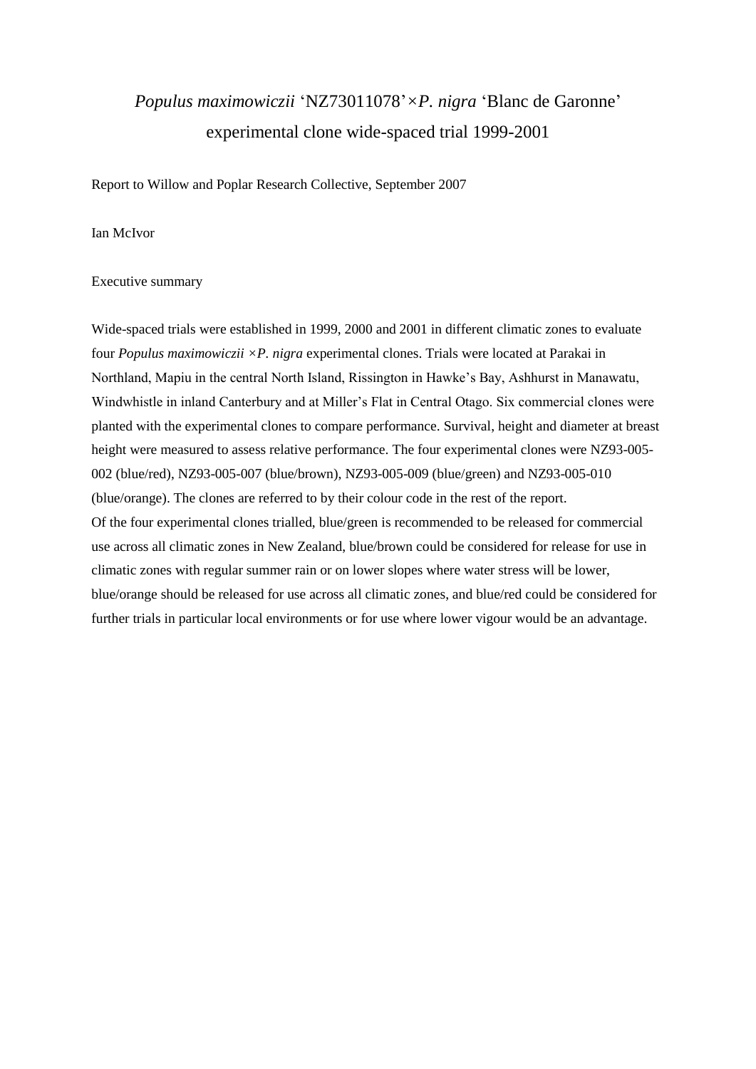# *Populus maximowiczii* 'NZ73011078'×*P. nigra* 'Blanc de Garonne' experimental clone wide-spaced trial 1999-2001

Report to Willow and Poplar Research Collective, September 2007

Ian McIvor

## Executive summary

Wide-spaced trials were established in 1999, 2000 and 2001 in different climatic zones to evaluate four *Populus maximowiczii* ×*P. nigra* experimental clones. Trials were located at Parakai in Northland, Mapiu in the central North Island, Rissington in Hawke's Bay, Ashhurst in Manawatu, Windwhistle in inland Canterbury and at Miller's Flat in Central Otago. Six commercial clones were planted with the experimental clones to compare performance. Survival, height and diameter at breast height were measured to assess relative performance. The four experimental clones were NZ93-005-002 (blue/red), NZ93-005-007 (blue/brown), NZ93-005-009 (blue/green) and NZ93-005-010 (blue/orange). The clones are referred to by their colour code in the rest of the report.

Of the four experimental clones trialled, blue/green is recommended to be released for commercial use across all climatic zones in New Zealand, blue/brown could be considered for release for use in climatic zones with regular summer rain or on lower slopes where water stress will be lower, blue/orange should be released for use across all climatic zones, and blue/red could be considered for further trials in particular local environments or for use where lower vigour would be an advantage.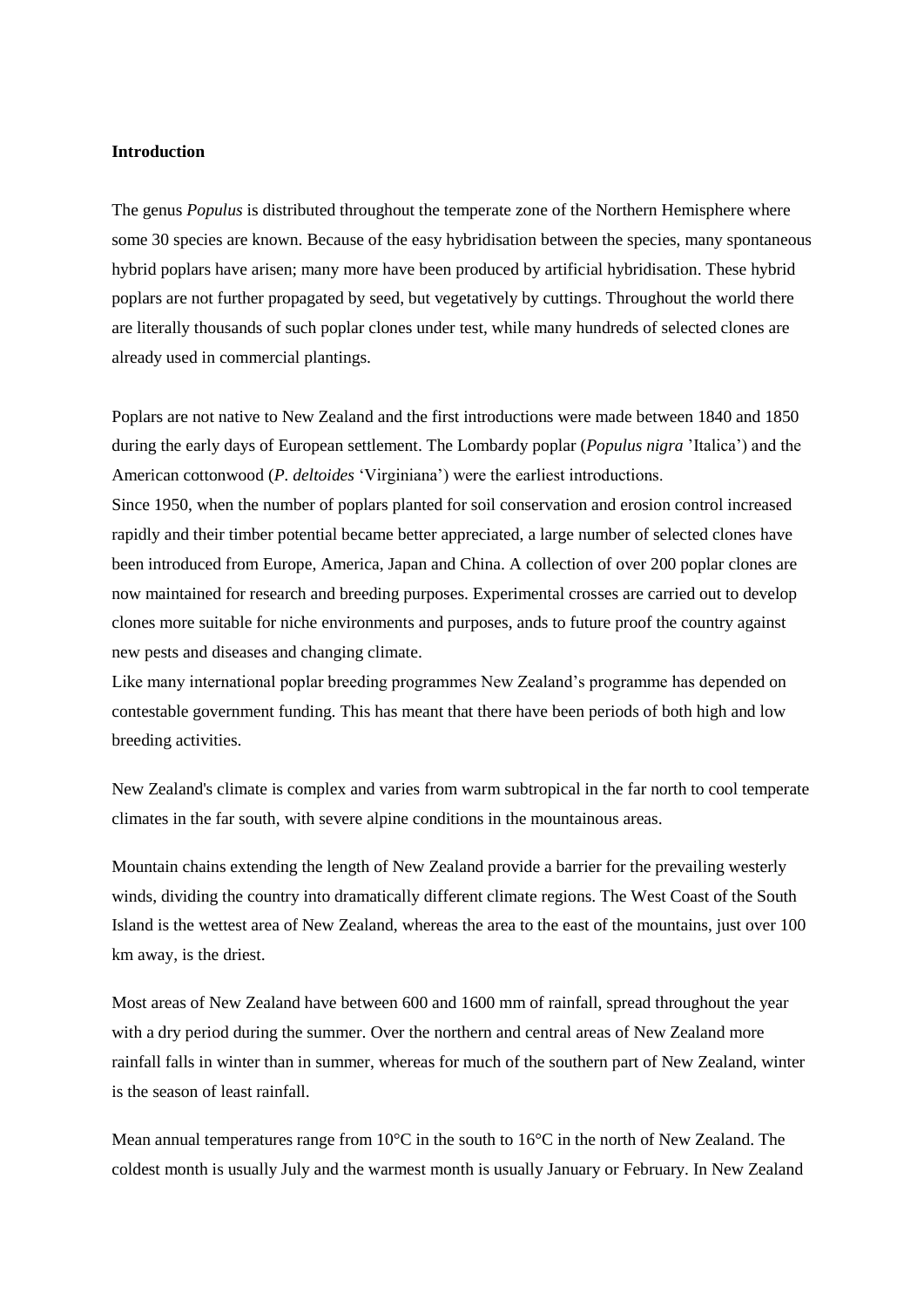**Introduction**

The genus *Populus* is distributed throughout the temperate zone of the Northern Hemisphere where some 30 species are known. Because of the easy hybridisation between the species, many spontaneous hybrid poplars have arisen; many more have been produced by artificial hybridisation. These hybrid poplars are not further propagated by seed, but vegetatively by cuttings. Throughout the world there are literally thousands of such poplar clones under test, while many hundreds of selected clones are already used in commercial plantings.

Poplars are not native to New Zealand and the first introductions were made between 1840 and 1850 during the early days of European settlement. The Lombardy poplar (*Populus nigra* 'Italica') and the American cottonwood (*P. deltoides* 'Virginiana') were the earliest introductions.
Since 1950, when the number of poplars planted for soil conservation and erosion control increased rapidly and their timber potential became better appreciated, a large number of selected clones have been introduced from Europe, America, Japan and China. A collection of over 200 poplar clones are now maintained for research and breeding purposes. Experimental crosses are carried out to develop clones more suitable for niche environments and purposes, ands to future proof the country against new pests and diseases and changing climate.
Like many international poplar breeding programmes New Zealand's programme has depended on contestable government funding. This has meant that there have been periods of both high and low breeding activities.

New Zealand's climate is complex and varies from warm subtropical in the far north to cool temperate climates in the far south, with severe alpine conditions in the mountainous areas.

Mountain chains extending the length of New Zealand provide a barrier for the prevailing westerly winds, dividing the country into dramatically different climate regions. The West Coast of the South Island is the wettest area of New Zealand, whereas the area to the east of the mountains, just over 100 km away, is the driest.

Most areas of New Zealand have between 600 and 1600 mm of rainfall, spread throughout the year with a dry period during the summer. Over the northern and central areas of New Zealand more rainfall falls in winter than in summer, whereas for much of the southern part of New Zealand, winter is the season of least rainfall.

Mean annual temperatures range from 10°C in the south to 16°C in the north of New Zealand. The coldest month is usually July and the warmest month is usually January or February. In New Zealand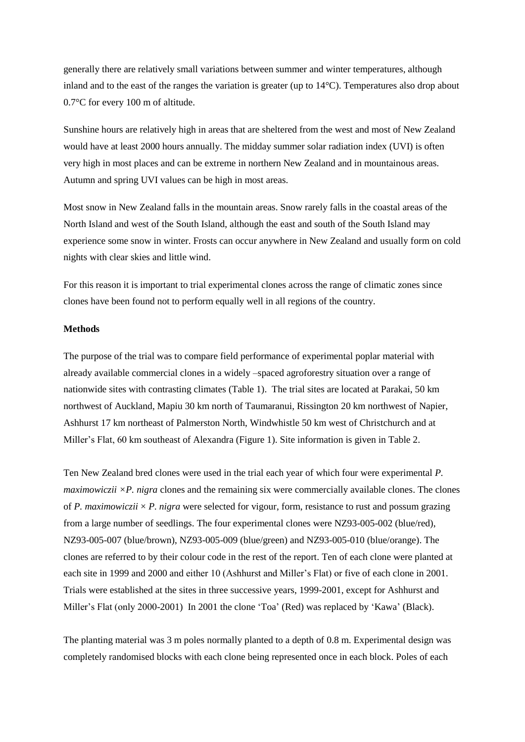generally there are relatively small variations between summer and winter temperatures, although inland and to the east of the ranges the variation is greater (up to 14°C). Temperatures also drop about 0.7°C for every 100 m of altitude.

Sunshine hours are relatively high in areas that are sheltered from the west and most of New Zealand would have at least 2000 hours annually. The midday summer solar radiation index (UVI) is often very high in most places and can be extreme in northern New Zealand and in mountainous areas. Autumn and spring UVI values can be high in most areas.

Most snow in New Zealand falls in the mountain areas. Snow rarely falls in the coastal areas of the North Island and west of the South Island, although the east and south of the South Island may experience some snow in winter. Frosts can occur anywhere in New Zealand and usually form on cold nights with clear skies and little wind.

For this reason it is important to trial experimental clones across the range of climatic zones since clones have been found not to perform equally well in all regions of the country.

**Methods**

The purpose of the trial was to compare field performance of experimental poplar material with already available commercial clones in a widely –spaced agroforestry situation over a range of nationwide sites with contrasting climates (Table 1). The trial sites are located at Parakai, 50 km northwest of Auckland, Mapiu 30 km north of Taumaranui, Rissington 20 km northwest of Napier, Ashhurst 17 km northeast of Palmerston North, Windwhistle 50 km west of Christchurch and at Miller's Flat, 60 km southeast of Alexandra (Figure 1). Site information is given in Table 2.

Ten New Zealand bred clones were used in the trial each year of which four were experimental *P. maximowiczii* ×*P. nigra* clones and the remaining six were commercially available clones. The clones of *P. maximowiczii* × *P. nigra* were selected for vigour, form, resistance to rust and possum grazing from a large number of seedlings. The four experimental clones were NZ93-005-002 (blue/red), NZ93-005-007 (blue/brown), NZ93-005-009 (blue/green) and NZ93-005-010 (blue/orange). The clones are referred to by their colour code in the rest of the report. Ten of each clone were planted at each site in 1999 and 2000 and either 10 (Ashhurst and Miller's Flat) or five of each clone in 2001. Trials were established at the sites in three successive years, 1999-2001, except for Ashhurst and Miller's Flat (only 2000-2001) In 2001 the clone 'Toa' (Red) was replaced by 'Kawa' (Black).

The planting material was 3 m poles normally planted to a depth of 0.8 m. Experimental design was completely randomised blocks with each clone being represented once in each block. Poles of each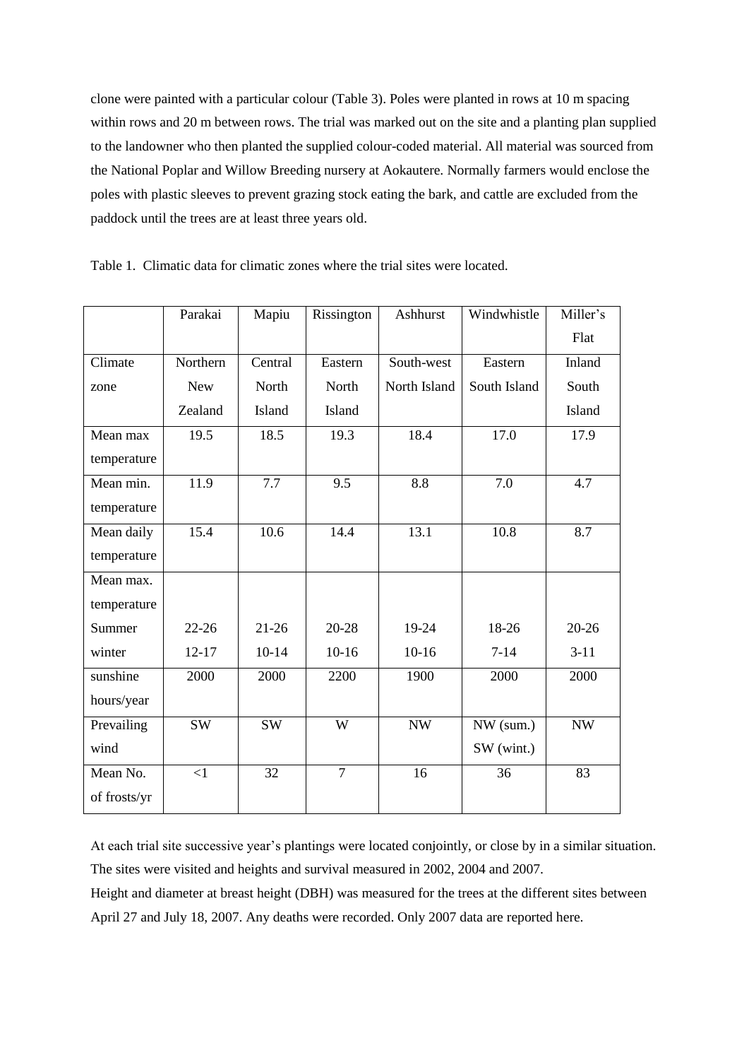clone were painted with a particular colour (Table 3). Poles were planted in rows at 10 m spacing within rows and 20 m between rows. The trial was marked out on the site and a planting plan supplied to the landowner who then planted the supplied colour-coded material. All material was sourced from the National Poplar and Willow Breeding nursery at Aokautere. Normally farmers would enclose the poles with plastic sleeves to prevent grazing stock eating the bark, and cattle are excluded from the paddock until the trees are at least three years old.

Table 1. Climatic data for climatic zones where the trial sites were located.

| | Parakai | Mapiu | Rissington | Ashhurst | Windwhistle | Miller's Flat |
|---|---|---|---|---|---|---|
| Climate zone | Northern New Zealand | Central North Island | Eastern North Island | South-west North Island | Eastern South Island | Inland South Island |
| Mean max temperature | 19.5 | 18.5 | 19.3 | 18.4 | 17.0 | 17.9 |
| Mean min. temperature | 11.9 | 7.7 | 9.5 | 8.8 | 7.0 | 4.7 |
| Mean daily temperature | 15.4 | 10.6 | 14.4 | 13.1 | 10.8 | 8.7 |
| Mean max. temperature Summer | 22-26 | 21-26 | 20-28 | 19-24 | 18-26 | 20-26 |
| winter | 12-17 | 10-14 | 10-16 | 10-16 | 7-14 | 3-11 |
| sunshine hours/year | 2000 | 2000 | 2200 | 1900 | 2000 | 2000 |
| Prevailing wind | SW | SW | W | NW | NW (sum.) SW (wint.) | NW |
| Mean No. of frosts/yr | <1 | 32 | 7 | 16 | 36 | 83 |

At each trial site successive year's plantings were located conjointly, or close by in a similar situation. The sites were visited and heights and survival measured in 2002, 2004 and 2007.
Height and diameter at breast height (DBH) was measured for the trees at the different sites between April 27 and July 18, 2007. Any deaths were recorded. Only 2007 data are reported here.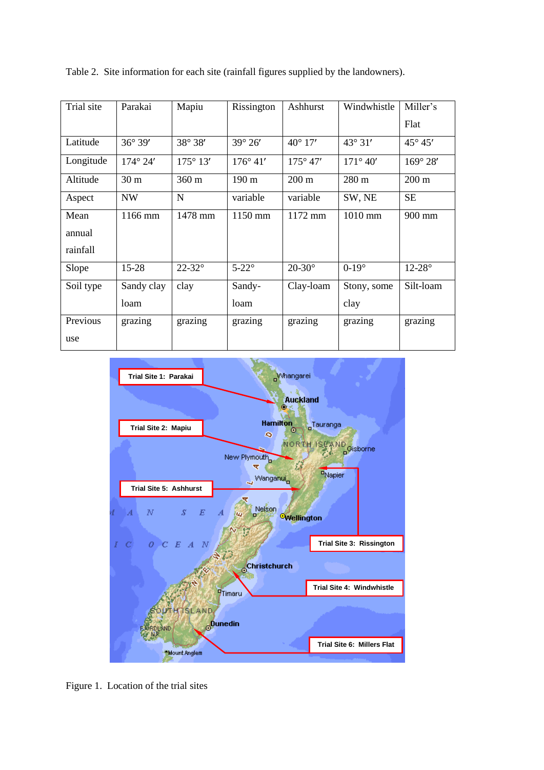Table 2. Site information for each site (rainfall figures supplied by the landowners).

| Trial site | Parakai | Mapiu | Rissington | Ashhurst | Windwhistle | Miller's Flat |
|---|---|---|---|---|---|---|
| Latitude | 36° 39′ | 38° 38′ | 39° 26′ | 40° 17′ | 43° 31′ | 45° 45′ |
| Longitude | 174° 24′ | 175° 13′ | 176° 41′ | 175° 47′ | 171° 40′ | 169° 28′ |
| Altitude | 30 m | 360 m | 190 m | 200 m | 280 m | 200 m |
| Aspect | NW | N | variable | variable | SW, NE | SE |
| Mean annual rainfall | 1166 mm | 1478 mm | 1150 mm | 1172 mm | 1010 mm | 900 mm |
| Slope | 15-28 | 22-32° | 5-22° | 20-30° | 0-19° | 12-28° |
| Soil type | Sandy clay loam | clay | Sandy-loam | Clay-loam | Stony, some clay | Silt-loam |
| Previous use | grazing | grazing | grazing | grazing | grazing | grazing |

Figure 1. Location of the trial sites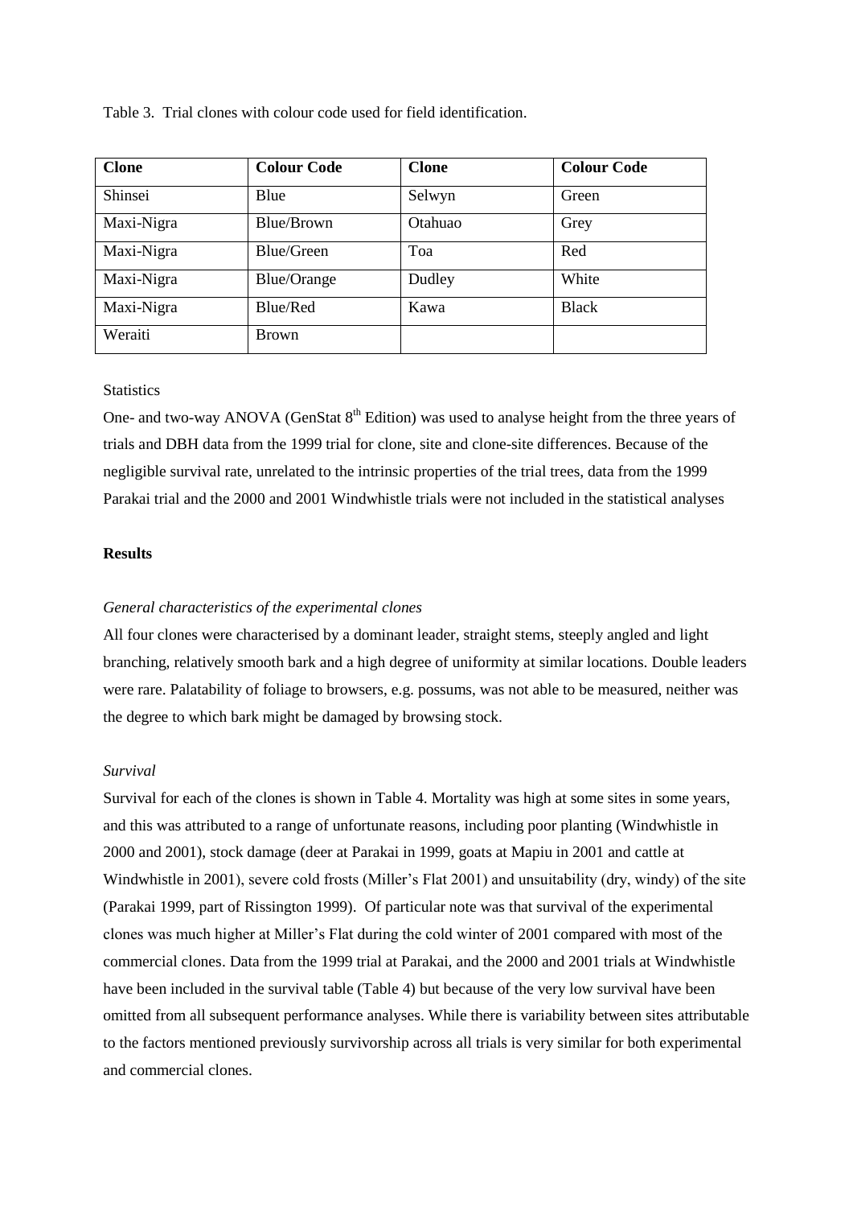Table 3. Trial clones with colour code used for field identification.

| Clone | Colour Code | Clone | Colour Code |
|---|---|---|---|
| Shinsei | Blue | Selwyn | Green |
| Maxi-Nigra | Blue/Brown | Otahuao | Grey |
| Maxi-Nigra | Blue/Green | Toa | Red |
| Maxi-Nigra | Blue/Orange | Dudley | White |
| Maxi-Nigra | Blue/Red | Kawa | Black |
| Weraiti | Brown | | |

Statistics

One- and two-way ANOVA (GenStat 8$^{th}$ Edition) was used to analyse height from the three years of trials and DBH data from the 1999 trial for clone, site and clone-site differences. Because of the negligible survival rate, unrelated to the intrinsic properties of the trial trees, data from the 1999 Parakai trial and the 2000 and 2001 Windwhistle trials were not included in the statistical analyses

**Results**

*General characteristics of the experimental clones*

All four clones were characterised by a dominant leader, straight stems, steeply angled and light branching, relatively smooth bark and a high degree of uniformity at similar locations. Double leaders were rare. Palatability of foliage to browsers, e.g. possums, was not able to be measured, neither was the degree to which bark might be damaged by browsing stock.

*Survival*

Survival for each of the clones is shown in Table 4. Mortality was high at some sites in some years, and this was attributed to a range of unfortunate reasons, including poor planting (Windwhistle in 2000 and 2001), stock damage (deer at Parakai in 1999, goats at Mapiu in 2001 and cattle at Windwhistle in 2001), severe cold frosts (Miller's Flat 2001) and unsuitability (dry, windy) of the site (Parakai 1999, part of Rissington 1999). Of particular note was that survival of the experimental clones was much higher at Miller's Flat during the cold winter of 2001 compared with most of the commercial clones. Data from the 1999 trial at Parakai, and the 2000 and 2001 trials at Windwhistle have been included in the survival table (Table 4) but because of the very low survival have been omitted from all subsequent performance analyses. While there is variability between sites attributable to the factors mentioned previously survivorship across all trials is very similar for both experimental and commercial clones.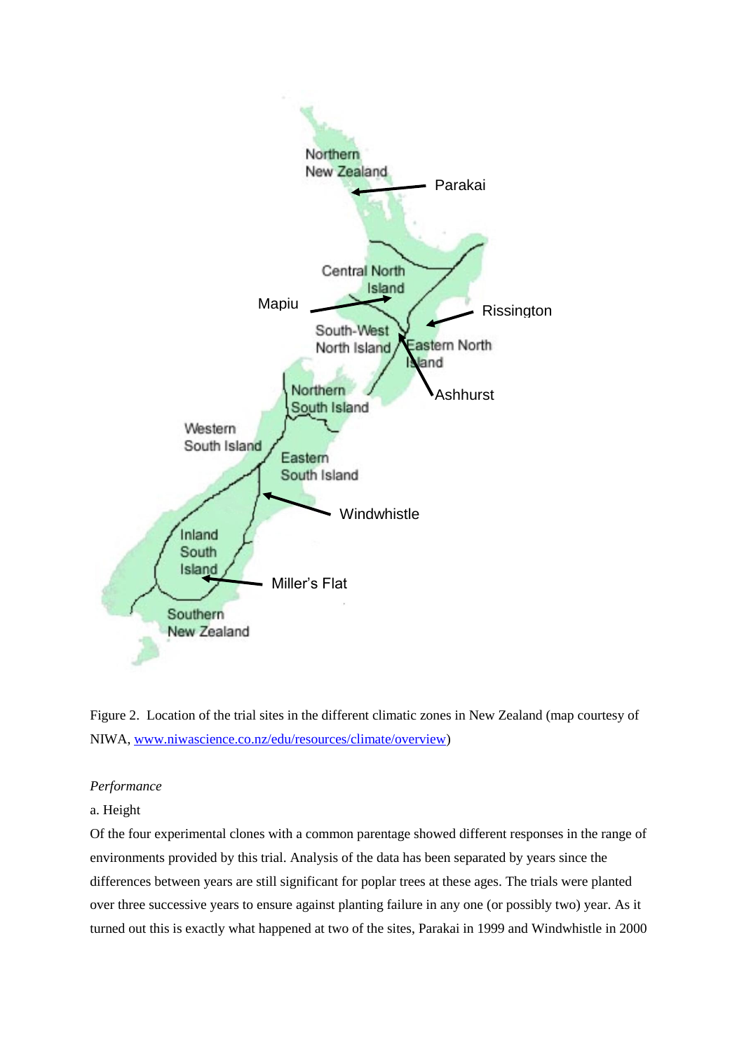Figure 2. Location of the trial sites in the different climatic zones in New Zealand (map courtesy of NIWA, www.niwascience.co.nz/edu/resources/climate/overview)

*Performance*

a. Height

Of the four experimental clones with a common parentage showed different responses in the range of environments provided by this trial. Analysis of the data has been separated by years since the differences between years are still significant for poplar trees at these ages. The trials were planted over three successive years to ensure against planting failure in any one (or possibly two) year. As it turned out this is exactly what happened at two of the sites, Parakai in 1999 and Windwhistle in 2000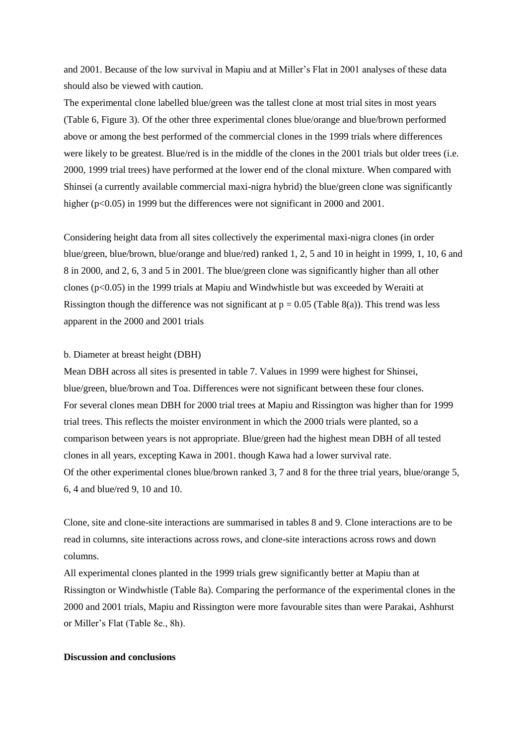and 2001. Because of the low survival in Mapiu and at Miller's Flat in 2001 analyses of these data should also be viewed with caution.

The experimental clone labelled blue/green was the tallest clone at most trial sites in most years (Table 6, Figure 3). Of the other three experimental clones blue/orange and blue/brown performed above or among the best performed of the commercial clones in the 1999 trials where differences were likely to be greatest. Blue/red is in the middle of the clones in the 2001 trials but older trees (i.e. 2000, 1999 trial trees) have performed at the lower end of the clonal mixture. When compared with Shinsei (a currently available commercial maxi-nigra hybrid) the blue/green clone was significantly higher ($p<0.05$) in 1999 but the differences were not significant in 2000 and 2001.

Considering height data from all sites collectively the experimental maxi-nigra clones (in order blue/green, blue/brown, blue/orange and blue/red) ranked 1, 2, 5 and 10 in height in 1999, 1, 10, 6 and 8 in 2000, and 2, 6, 3 and 5 in 2001. The blue/green clone was significantly higher than all other clones ($p<0.05$) in the 1999 trials at Mapiu and Windwhistle but was exceeded by Weraiti at Rissington though the difference was not significant at $p = 0.05$ (Table 8(a)). This trend was less apparent in the 2000 and 2001 trials

b. Diameter at breast height (DBH)

Mean DBH across all sites is presented in table 7. Values in 1999 were highest for Shinsei, blue/green, blue/brown and Toa. Differences were not significant between these four clones.

For several clones mean DBH for 2000 trial trees at Mapiu and Rissington was higher than for 1999 trial trees. This reflects the moister environment in which the 2000 trials were planted, so a comparison between years is not appropriate. Blue/green had the highest mean DBH of all tested clones in all years, excepting Kawa in 2001. though Kawa had a lower survival rate.

Of the other experimental clones blue/brown ranked 3, 7 and 8 for the three trial years, blue/orange 5, 6, 4 and blue/red 9, 10 and 10.

Clone, site and clone-site interactions are summarised in tables 8 and 9. Clone interactions are to be read in columns, site interactions across rows, and clone-site interactions across rows and down columns.

All experimental clones planted in the 1999 trials grew significantly better at Mapiu than at Rissington or Windwhistle (Table 8a). Comparing the performance of the experimental clones in the 2000 and 2001 trials, Mapiu and Rissington were more favourable sites than were Parakai, Ashhurst or Miller's Flat (Table 8e., 8h).

**Discussion and conclusions**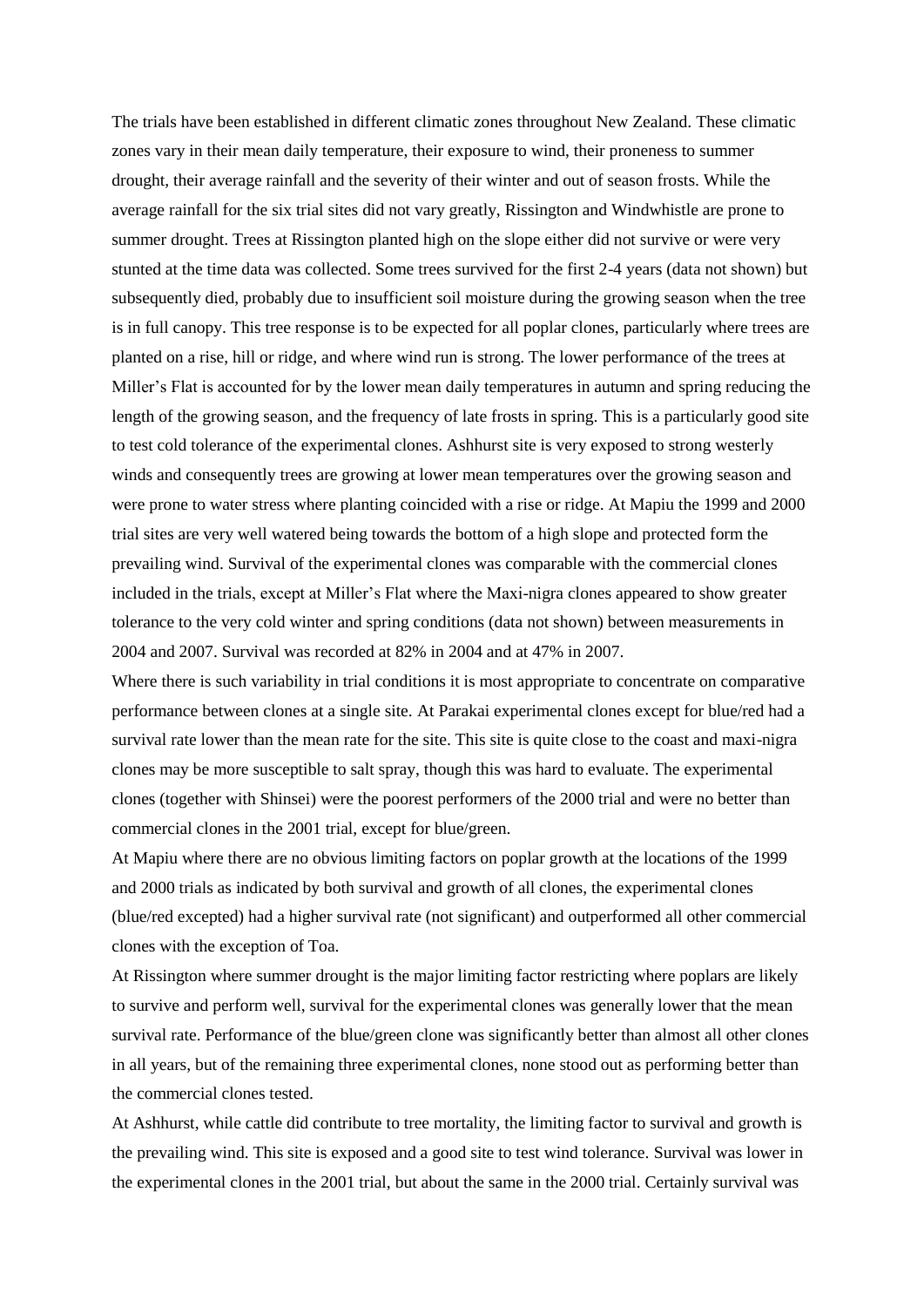The trials have been established in different climatic zones throughout New Zealand. These climatic zones vary in their mean daily temperature, their exposure to wind, their proneness to summer drought, their average rainfall and the severity of their winter and out of season frosts. While the average rainfall for the six trial sites did not vary greatly, Rissington and Windwhistle are prone to summer drought. Trees at Rissington planted high on the slope either did not survive or were very stunted at the time data was collected. Some trees survived for the first 2-4 years (data not shown) but subsequently died, probably due to insufficient soil moisture during the growing season when the tree is in full canopy. This tree response is to be expected for all poplar clones, particularly where trees are planted on a rise, hill or ridge, and where wind run is strong. The lower performance of the trees at Miller's Flat is accounted for by the lower mean daily temperatures in autumn and spring reducing the length of the growing season, and the frequency of late frosts in spring. This is a particularly good site to test cold tolerance of the experimental clones. Ashhurst site is very exposed to strong westerly winds and consequently trees are growing at lower mean temperatures over the growing season and were prone to water stress where planting coincided with a rise or ridge. At Mapiu the 1999 and 2000 trial sites are very well watered being towards the bottom of a high slope and protected form the prevailing wind. Survival of the experimental clones was comparable with the commercial clones included in the trials, except at Miller's Flat where the Maxi-nigra clones appeared to show greater tolerance to the very cold winter and spring conditions (data not shown) between measurements in 2004 and 2007. Survival was recorded at 82% in 2004 and at 47% in 2007.

Where there is such variability in trial conditions it is most appropriate to concentrate on comparative performance between clones at a single site. At Parakai experimental clones except for blue/red had a survival rate lower than the mean rate for the site. This site is quite close to the coast and maxi-nigra clones may be more susceptible to salt spray, though this was hard to evaluate. The experimental clones (together with Shinsei) were the poorest performers of the 2000 trial and were no better than commercial clones in the 2001 trial, except for blue/green.

At Mapiu where there are no obvious limiting factors on poplar growth at the locations of the 1999 and 2000 trials as indicated by both survival and growth of all clones, the experimental clones (blue/red excepted) had a higher survival rate (not significant) and outperformed all other commercial clones with the exception of Toa.

At Rissington where summer drought is the major limiting factor restricting where poplars are likely to survive and perform well, survival for the experimental clones was generally lower that the mean survival rate. Performance of the blue/green clone was significantly better than almost all other clones in all years, but of the remaining three experimental clones, none stood out as performing better than the commercial clones tested.

At Ashhurst, while cattle did contribute to tree mortality, the limiting factor to survival and growth is the prevailing wind. This site is exposed and a good site to test wind tolerance. Survival was lower in the experimental clones in the 2001 trial, but about the same in the 2000 trial. Certainly survival was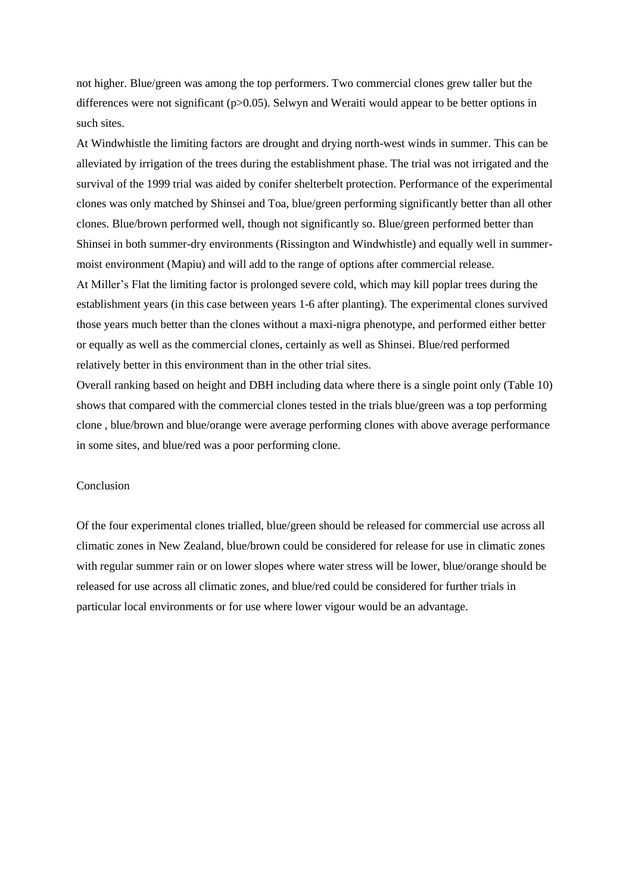not higher. Blue/green was among the top performers. Two commercial clones grew taller but the differences were not significant ($p>0.05$). Selwyn and Weraiti would appear to be better options in such sites.

At Windwhistle the limiting factors are drought and drying north-west winds in summer. This can be alleviated by irrigation of the trees during the establishment phase. The trial was not irrigated and the survival of the 1999 trial was aided by conifer shelterbelt protection. Performance of the experimental clones was only matched by Shinsei and Toa, blue/green performing significantly better than all other clones. Blue/brown performed well, though not significantly so. Blue/green performed better than Shinsei in both summer-dry environments (Rissington and Windwhistle) and equally well in summer-moist environment (Mapiu) and will add to the range of options after commercial release.

At Miller's Flat the limiting factor is prolonged severe cold, which may kill poplar trees during the establishment years (in this case between years 1-6 after planting). The experimental clones survived those years much better than the clones without a maxi-nigra phenotype, and performed either better or equally as well as the commercial clones, certainly as well as Shinsei. Blue/red performed relatively better in this environment than in the other trial sites.

Overall ranking based on height and DBH including data where there is a single point only (Table 10) shows that compared with the commercial clones tested in the trials blue/green was a top performing clone , blue/brown and blue/orange were average performing clones with above average performance in some sites, and blue/red was a poor performing clone.

## Conclusion

Of the four experimental clones trialled, blue/green should be released for commercial use across all climatic zones in New Zealand, blue/brown could be considered for release for use in climatic zones with regular summer rain or on lower slopes where water stress will be lower, blue/orange should be released for use across all climatic zones, and blue/red could be considered for further trials in particular local environments or for use where lower vigour would be an advantage.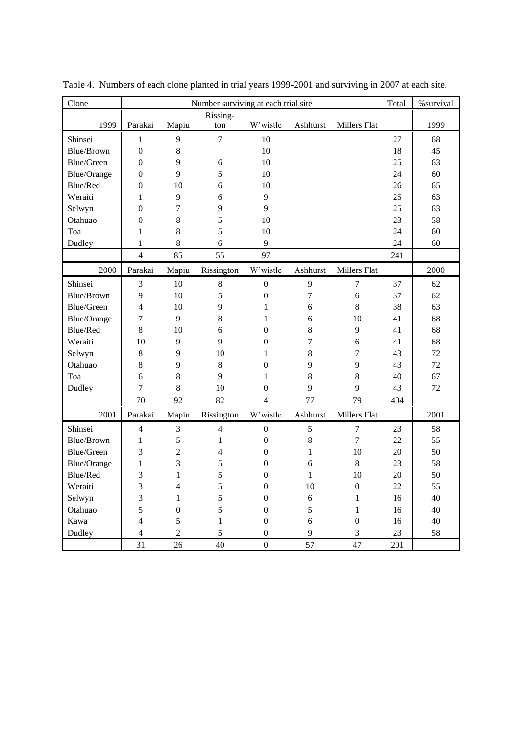Table 4. Numbers of each clone planted in trial years 1999-2001 and surviving in 2007 at each site.

| Clone | Number surviving at each trial site | | | | | | Total | %survival |
|---|---|---|---|---|---|---|---|---|
| 1999 | Parakai | Mapiu | Rissing-ton | W'wistle | Ashhurst | Millers Flat | | 1999 |
| Shinsei | 1 | 9 | 7 | 10 | | | 27 | 68 |
| Blue/Brown | 0 | 8 | | 10 | | | 18 | 45 |
| Blue/Green | 0 | 9 | 6 | 10 | | | 25 | 63 |
| Blue/Orange | 0 | 9 | 5 | 10 | | | 24 | 60 |
| Blue/Red | 0 | 10 | 6 | 10 | | | 26 | 65 |
| Weraiti | 1 | 9 | 6 | 9 | | | 25 | 63 |
| Selwyn | 0 | 7 | 9 | 9 | | | 25 | 63 |
| Otahuao | 0 | 8 | 5 | 10 | | | 23 | 58 |
| Toa | 1 | 8 | 5 | 10 | | | 24 | 60 |
| Dudley | 1 | 8 | 6 | 9 | | | 24 | 60 |
| | 4 | 85 | 55 | 97 | | | 241 | |
| 2000 | Parakai | Mapiu | Rissington | W'wistle | Ashhurst | Millers Flat | | 2000 |
| Shinsei | 3 | 10 | 8 | 0 | 9 | 7 | 37 | 62 |
| Blue/Brown | 9 | 10 | 5 | 0 | 7 | 6 | 37 | 62 |
| Blue/Green | 4 | 10 | 9 | 1 | 6 | 8 | 38 | 63 |
| Blue/Orange | 7 | 9 | 8 | 1 | 6 | 10 | 41 | 68 |
| Blue/Red | 8 | 10 | 6 | 0 | 8 | 9 | 41 | 68 |
| Weraiti | 10 | 9 | 9 | 0 | 7 | 6 | 41 | 68 |
| Selwyn | 8 | 9 | 10 | 1 | 8 | 7 | 43 | 72 |
| Otahuao | 8 | 9 | 8 | 0 | 9 | 9 | 43 | 72 |
| Toa | 6 | 8 | 9 | 1 | 8 | 8 | 40 | 67 |
| Dudley | 7 | 8 | 10 | 0 | 9 | 9 | 43 | 72 |
| | 70 | 92 | 82 | 4 | 77 | 79 | 404 | |
| 2001 | Parakai | Mapiu | Rissington | W'wistle | Ashhurst | Millers Flat | | 2001 |
| Shinsei | 4 | 3 | 4 | 0 | 5 | 7 | 23 | 58 |
| Blue/Brown | 1 | 5 | 1 | 0 | 8 | 7 | 22 | 55 |
| Blue/Green | 3 | 2 | 4 | 0 | 1 | 10 | 20 | 50 |
| Blue/Orange | 1 | 3 | 5 | 0 | 6 | 8 | 23 | 58 |
| Blue/Red | 3 | 1 | 5 | 0 | 1 | 10 | 20 | 50 |
| Weraiti | 3 | 4 | 5 | 0 | 10 | 0 | 22 | 55 |
| Selwyn | 3 | 1 | 5 | 0 | 6 | 1 | 16 | 40 |
| Otahuao | 5 | 0 | 5 | 0 | 5 | 1 | 16 | 40 |
| Kawa | 4 | 5 | 1 | 0 | 6 | 0 | 16 | 40 |
| Dudley | 4 | 2 | 5 | 0 | 9 | 3 | 23 | 58 |
| | 31 | 26 | 40 | 0 | 57 | 47 | 201 | |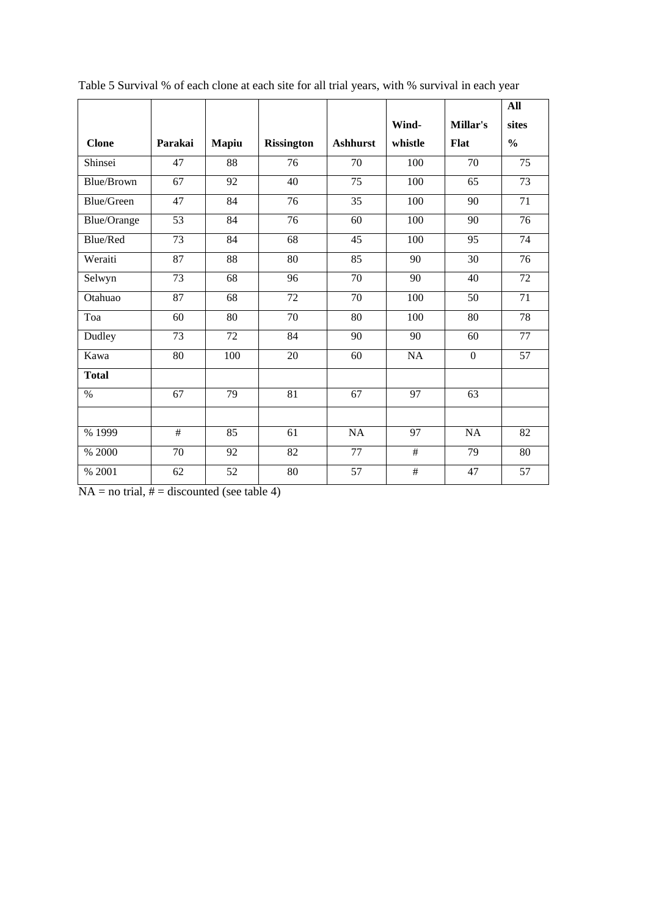Table 5 Survival % of each clone at each site for all trial years, with % survival in each year

| Clone | Parakai | Mapiu | Rissington | Ashhurst | Wind-whistle | Millar's Flat | All sites % |
|---|---|---|---|---|---|---|---|
| Shinsei | 47 | 88 | 76 | 70 | 100 | 70 | 75 |
| Blue/Brown | 67 | 92 | 40 | 75 | 100 | 65 | 73 |
| Blue/Green | 47 | 84 | 76 | 35 | 100 | 90 | 71 |
| Blue/Orange | 53 | 84 | 76 | 60 | 100 | 90 | 76 |
| Blue/Red | 73 | 84 | 68 | 45 | 100 | 95 | 74 |
| Weraiti | 87 | 88 | 80 | 85 | 90 | 30 | 76 |
| Selwyn | 73 | 68 | 96 | 70 | 90 | 40 | 72 |
| Otahuao | 87 | 68 | 72 | 70 | 100 | 50 | 71 |
| Toa | 60 | 80 | 70 | 80 | 100 | 80 | 78 |
| Dudley | 73 | 72 | 84 | 90 | 90 | 60 | 77 |
| Kawa | 80 | 100 | 20 | 60 | NA | 0 | 57 |
| **Total** | | | | | | | |
| % | 67 | 79 | 81 | 67 | 97 | 63 | |
| | | | | | | | |
| % 1999 | # | 85 | 61 | NA | 97 | NA | 82 |
| % 2000 | 70 | 92 | 82 | 77 | # | 79 | 80 |
| % 2001 | 62 | 52 | 80 | 57 | # | 47 | 57 |

NA = no trial, # = discounted (see table 4)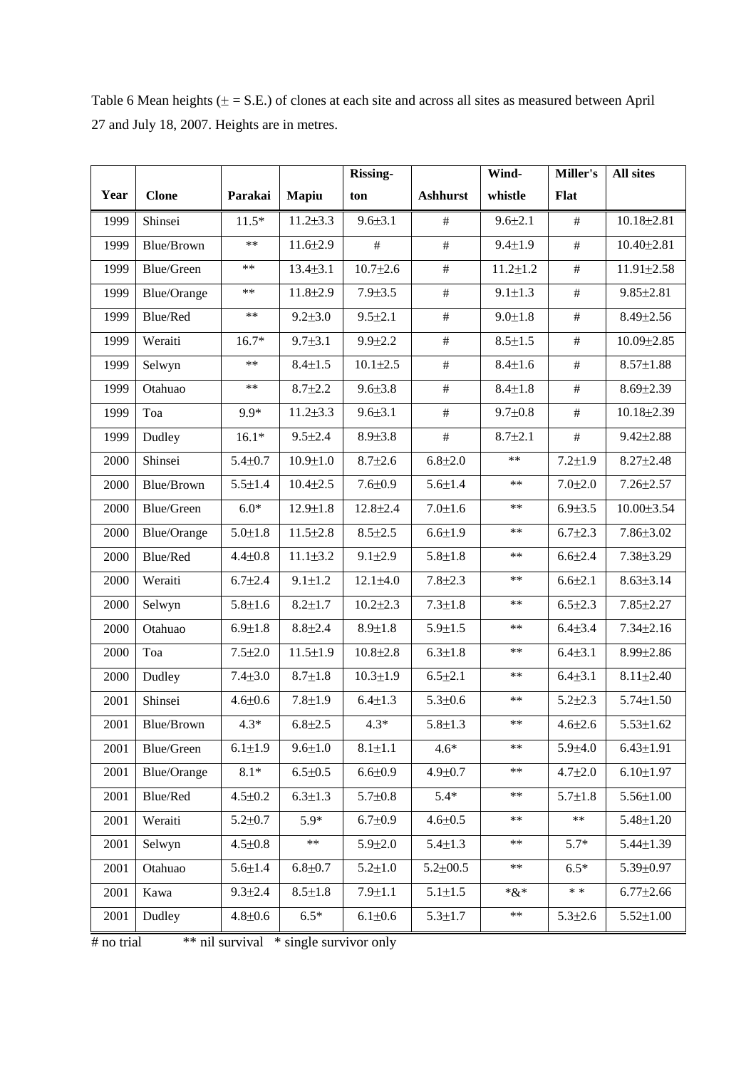Table 6 Mean heights (± = S.E.) of clones at each site and across all sites as measured between April 27 and July 18, 2007. Heights are in metres.

| Year | Clone | Parakai | Mapiu | Rissing-ton | Ashhurst | Wind-whistle | Miller's Flat | All sites |
|---|---|---|---|---|---|---|---|---|
| 1999 | Shinsei | 11.5* | 11.2±3.3 | 9.6±3.1 | # | 9.6±2.1 | # | 10.18±2.81 |
| 1999 | Blue/Brown | ** | 11.6±2.9 | # | # | 9.4±1.9 | # | 10.40±2.81 |
| 1999 | Blue/Green | ** | 13.4±3.1 | 10.7±2.6 | # | 11.2±1.2 | # | 11.91±2.58 |
| 1999 | Blue/Orange | ** | 11.8±2.9 | 7.9±3.5 | # | 9.1±1.3 | # | 9.85±2.81 |
| 1999 | Blue/Red | ** | 9.2±3.0 | 9.5±2.1 | # | 9.0±1.8 | # | 8.49±2.56 |
| 1999 | Weraiti | 16.7* | 9.7±3.1 | 9.9±2.2 | # | 8.5±1.5 | # | 10.09±2.85 |
| 1999 | Selwyn | ** | 8.4±1.5 | 10.1±2.5 | # | 8.4±1.6 | # | 8.57±1.88 |
| 1999 | Otahuao | ** | 8.7±2.2 | 9.6±3.8 | # | 8.4±1.8 | # | 8.69±2.39 |
| 1999 | Toa | 9.9* | 11.2±3.3 | 9.6±3.1 | # | 9.7±0.8 | # | 10.18±2.39 |
| 1999 | Dudley | 16.1* | 9.5±2.4 | 8.9±3.8 | # | 8.7±2.1 | # | 9.42±2.88 |
| 2000 | Shinsei | 5.4±0.7 | 10.9±1.0 | 8.7±2.6 | 6.8±2.0 | ** | 7.2±1.9 | 8.27±2.48 |
| 2000 | Blue/Brown | 5.5±1.4 | 10.4±2.5 | 7.6±0.9 | 5.6±1.4 | ** | 7.0±2.0 | 7.26±2.57 |
| 2000 | Blue/Green | 6.0* | 12.9±1.8 | 12.8±2.4 | 7.0±1.6 | ** | 6.9±3.5 | 10.00±3.54 |
| 2000 | Blue/Orange | 5.0±1.8 | 11.5±2.8 | 8.5±2.5 | 6.6±1.9 | ** | 6.7±2.3 | 7.86±3.02 |
| 2000 | Blue/Red | 4.4±0.8 | 11.1±3.2 | 9.1±2.9 | 5.8±1.8 | ** | 6.6±2.4 | 7.38±3.29 |
| 2000 | Weraiti | 6.7±2.4 | 9.1±1.2 | 12.1±4.0 | 7.8±2.3 | ** | 6.6±2.1 | 8.63±3.14 |
| 2000 | Selwyn | 5.8±1.6 | 8.2±1.7 | 10.2±2.3 | 7.3±1.8 | ** | 6.5±2.3 | 7.85±2.27 |
| 2000 | Otahuao | 6.9±1.8 | 8.8±2.4 | 8.9±1.8 | 5.9±1.5 | ** | 6.4±3.4 | 7.34±2.16 |
| 2000 | Toa | 7.5±2.0 | 11.5±1.9 | 10.8±2.8 | 6.3±1.8 | ** | 6.4±3.1 | 8.99±2.86 |
| 2000 | Dudley | 7.4±3.0 | 8.7±1.8 | 10.3±1.9 | 6.5±2.1 | ** | 6.4±3.1 | 8.11±2.40 |
| 2001 | Shinsei | 4.6±0.6 | 7.8±1.9 | 6.4±1.3 | 5.3±0.6 | ** | 5.2±2.3 | 5.74±1.50 |
| 2001 | Blue/Brown | 4.3* | 6.8±2.5 | 4.3* | 5.8±1.3 | ** | 4.6±2.6 | 5.53±1.62 |
| 2001 | Blue/Green | 6.1±1.9 | 9.6±1.0 | 8.1±1.1 | 4.6* | ** | 5.9±4.0 | 6.43±1.91 |
| 2001 | Blue/Orange | 8.1* | 6.5±0.5 | 6.6±0.9 | 4.9±0.7 | ** | 4.7±2.0 | 6.10±1.97 |
| 2001 | Blue/Red | 4.5±0.2 | 6.3±1.3 | 5.7±0.8 | 5.4* | ** | 5.7±1.8 | 5.56±1.00 |
| 2001 | Weraiti | 5.2±0.7 | 5.9* | 6.7±0.9 | 4.6±0.5 | ** | ** | 5.48±1.20 |
| 2001 | Selwyn | 4.5±0.8 | ** | 5.9±2.0 | 5.4±1.3 | ** | 5.7* | 5.44±1.39 |
| 2001 | Otahuao | 5.6±1.4 | 6.8±0.7 | 5.2±1.0 | 5.2±00.5 | ** | 6.5* | 5.39±0.97 |
| 2001 | Kawa | 9.3±2.4 | 8.5±1.8 | 7.9±1.1 | 5.1±1.5 | *&* | * * | 6.77±2.66 |
| 2001 | Dudley | 4.8±0.6 | 6.5* | 6.1±0.6 | 5.3±1.7 | ** | 5.3±2.6 | 5.52±1.00 |

# no trial ** nil survival * single survivor only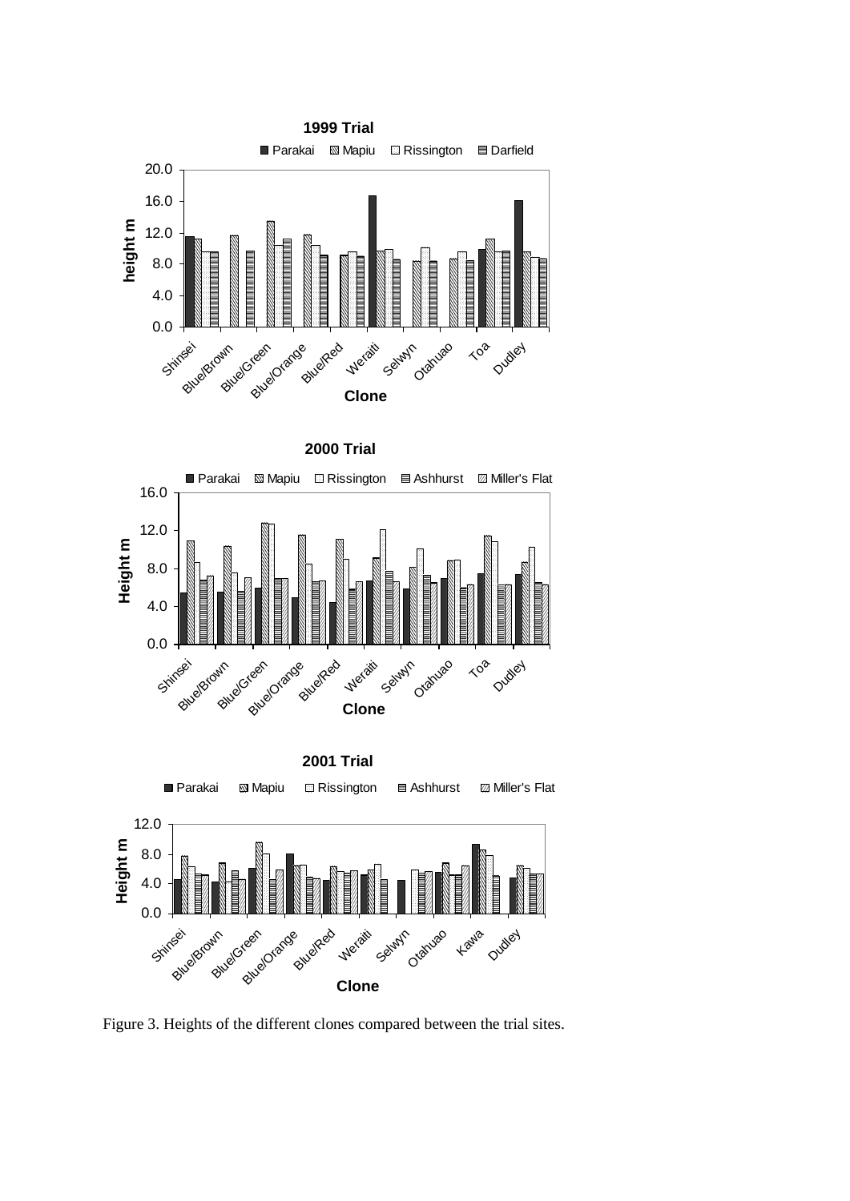Figure 3. Heights of the different clones compared between the trial sites.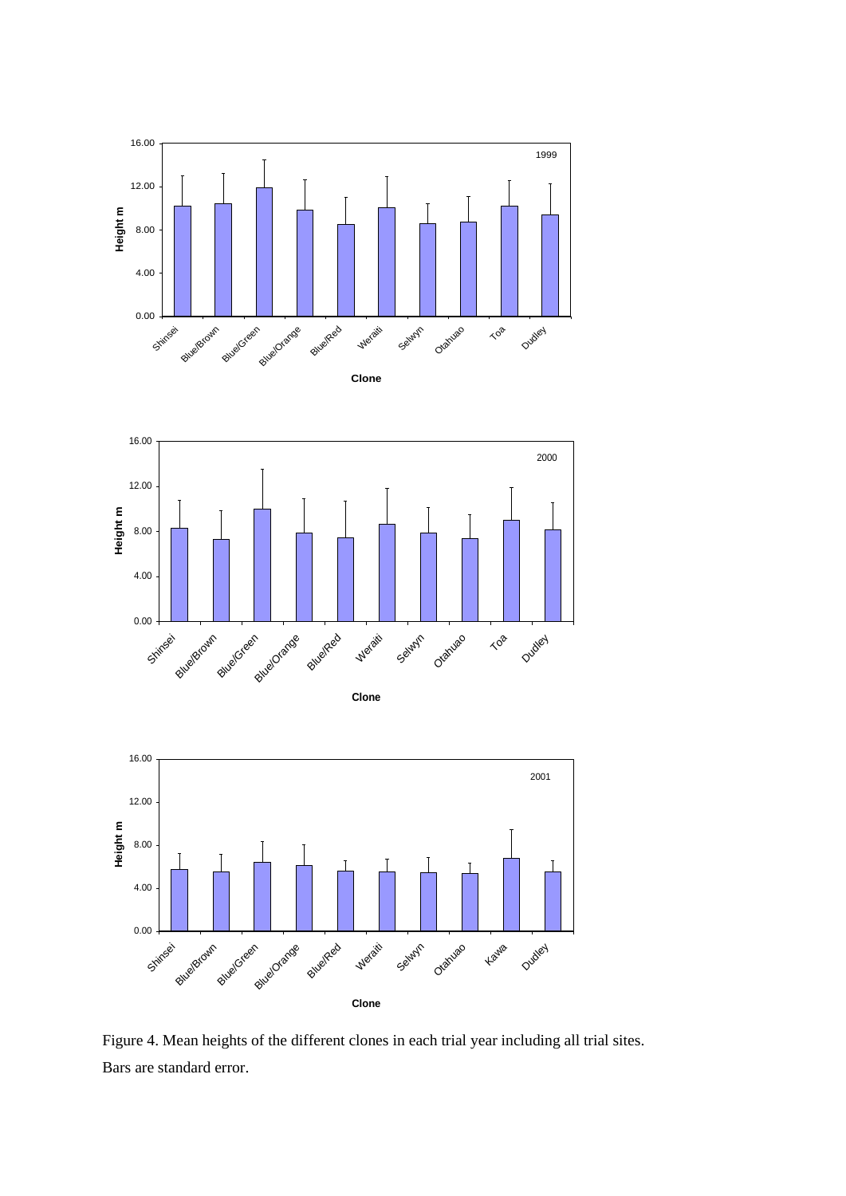Figure 4. Mean heights of the different clones in each trial year including all trial sites. Bars are standard error.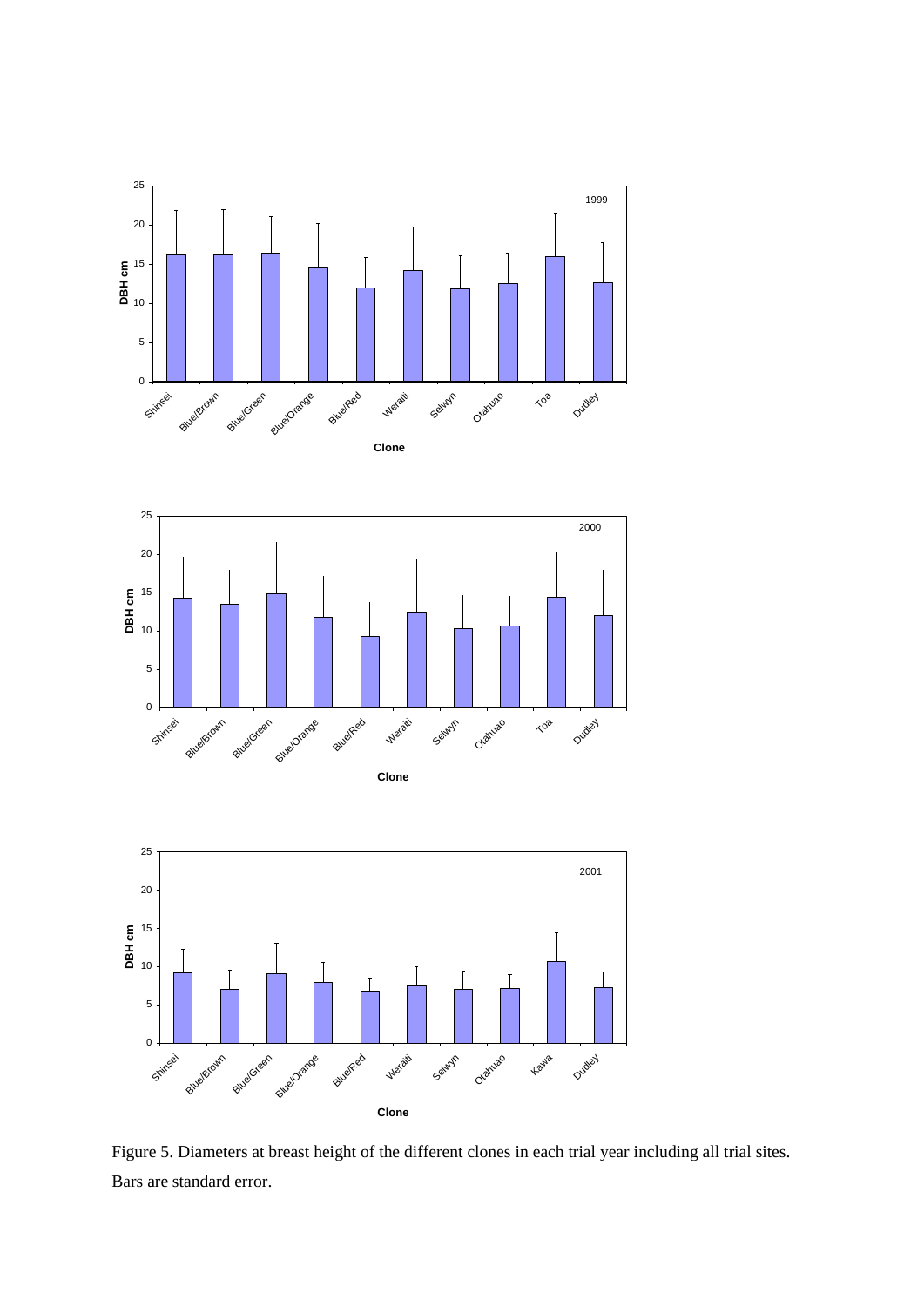Figure 5. Diameters at breast height of the different clones in each trial year including all trial sites. Bars are standard error.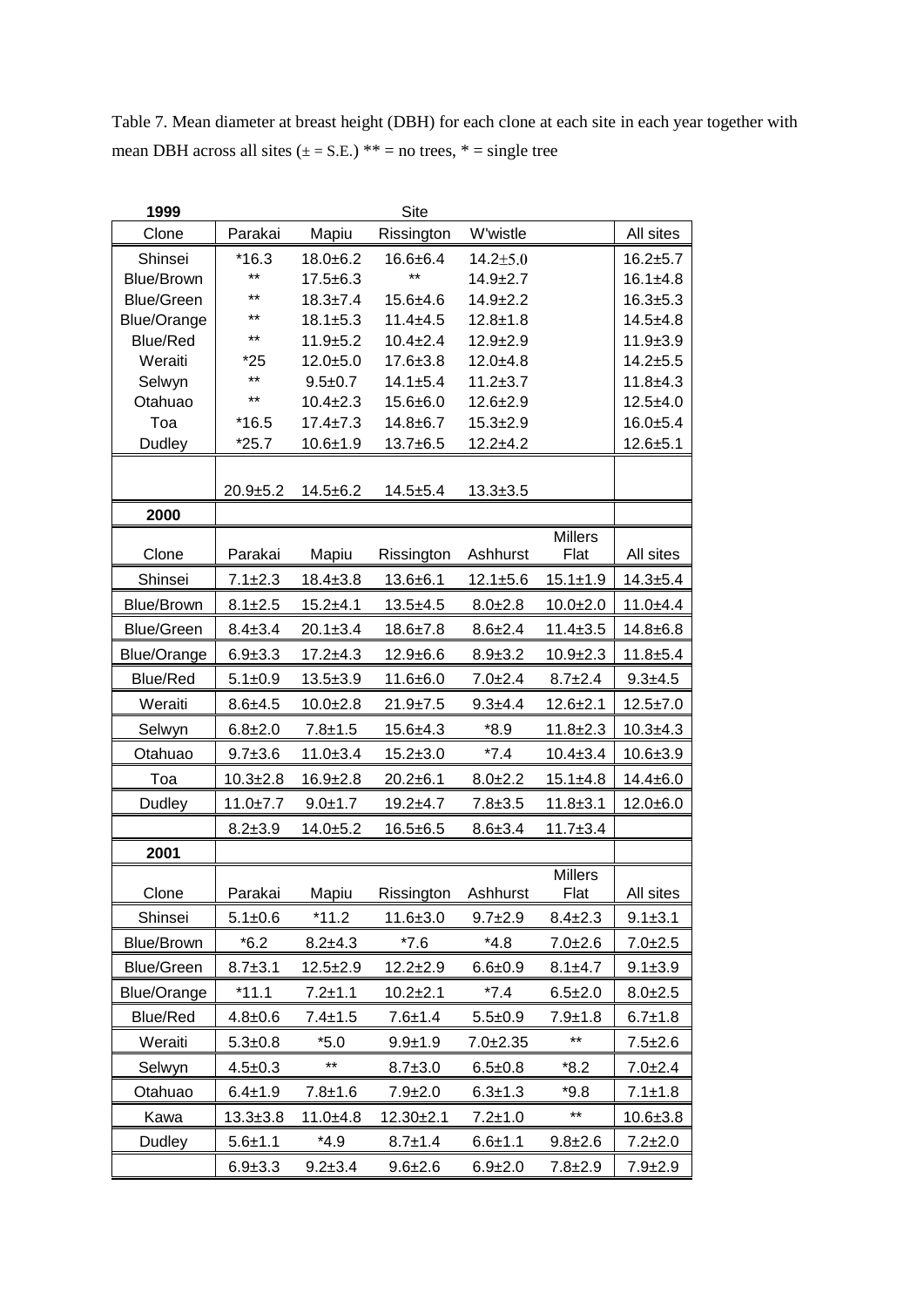Table 7. Mean diameter at breast height (DBH) for each clone at each site in each year together with mean DBH across all sites (± = S.E.) ** = no trees, * = single tree

| 1999 | | | Site | | | |
|---|---|---|---|---|---|---|
| Clone | Parakai | Mapiu | Rissington | W'wistle | | All sites |
| Shinsei | *16.3 | 18.0±6.2 | 16.6±6.4 | 14.2±5.0 | | 16.2±5.7 |
| Blue/Brown | ** | 17.5±6.3 | ** | 14.9±2.7 | | 16.1±4.8 |
| Blue/Green | ** | 18.3±7.4 | 15.6±4.6 | 14.9±2.2 | | 16.3±5.3 |
| Blue/Orange | ** | 18.1±5.3 | 11.4±4.5 | 12.8±1.8 | | 14.5±4.8 |
| Blue/Red | ** | 11.9±5.2 | 10.4±2.4 | 12.9±2.9 | | 11.9±3.9 |
| Weraiti | *25 | 12.0±5.0 | 17.6±3.8 | 12.0±4.8 | | 14.2±5.5 |
| Selwyn | ** | 9.5±0.7 | 14.1±5.4 | 11.2±3.7 | | 11.8±4.3 |
| Otahuao | ** | 10.4±2.3 | 15.6±6.0 | 12.6±2.9 | | 12.5±4.0 |
| Toa | *16.5 | 17.4±7.3 | 14.8±6.7 | 15.3±2.9 | | 16.0±5.4 |
| Dudley | *25.7 | 10.6±1.9 | 13.7±6.5 | 12.2±4.2 | | 12.6±5.1 |
| | 20.9±5.2 | 14.5±6.2 | 14.5±5.4 | 13.3±3.5 | | |
| **2000** | | | | | | |
| Clone | Parakai | Mapiu | Rissington | Ashhurst | Millers Flat | All sites |
| Shinsei | 7.1±2.3 | 18.4±3.8 | 13.6±6.1 | 12.1±5.6 | 15.1±1.9 | 14.3±5.4 |
| Blue/Brown | 8.1±2.5 | 15.2±4.1 | 13.5±4.5 | 8.0±2.8 | 10.0±2.0 | 11.0±4.4 |
| Blue/Green | 8.4±3.4 | 20.1±3.4 | 18.6±7.8 | 8.6±2.4 | 11.4±3.5 | 14.8±6.8 |
| Blue/Orange | 6.9±3.3 | 17.2±4.3 | 12.9±6.6 | 8.9±3.2 | 10.9±2.3 | 11.8±5.4 |
| Blue/Red | 5.1±0.9 | 13.5±3.9 | 11.6±6.0 | 7.0±2.4 | 8.7±2.4 | 9.3±4.5 |
| Weraiti | 8.6±4.5 | 10.0±2.8 | 21.9±7.5 | 9.3±4.4 | 12.6±2.1 | 12.5±7.0 |
| Selwyn | 6.8±2.0 | 7.8±1.5 | 15.6±4.3 | *8.9 | 11.8±2.3 | 10.3±4.3 |
| Otahuao | 9.7±3.6 | 11.0±3.4 | 15.2±3.0 | *7.4 | 10.4±3.4 | 10.6±3.9 |
| Toa | 10.3±2.8 | 16.9±2.8 | 20.2±6.1 | 8.0±2.2 | 15.1±4.8 | 14.4±6.0 |
| Dudley | 11.0±7.7 | 9.0±1.7 | 19.2±4.7 | 7.8±3.5 | 11.8±3.1 | 12.0±6.0 |
| | 8.2±3.9 | 14.0±5.2 | 16.5±6.5 | 8.6±3.4 | 11.7±3.4 | |
| **2001** | | | | | | |
| Clone | Parakai | Mapiu | Rissington | Ashhurst | Millers Flat | All sites |
| Shinsei | 5.1±0.6 | *11.2 | 11.6±3.0 | 9.7±2.9 | 8.4±2.3 | 9.1±3.1 |
| Blue/Brown | *6.2 | 8.2±4.3 | *7.6 | *4.8 | 7.0±2.6 | 7.0±2.5 |
| Blue/Green | 8.7±3.1 | 12.5±2.9 | 12.2±2.9 | 6.6±0.9 | 8.1±4.7 | 9.1±3.9 |
| Blue/Orange | *11.1 | 7.2±1.1 | 10.2±2.1 | *7.4 | 6.5±2.0 | 8.0±2.5 |
| Blue/Red | 4.8±0.6 | 7.4±1.5 | 7.6±1.4 | 5.5±0.9 | 7.9±1.8 | 6.7±1.8 |
| Weraiti | 5.3±0.8 | *5.0 | 9.9±1.9 | 7.0±2.35 | ** | 7.5±2.6 |
| Selwyn | 4.5±0.3 | ** | 8.7±3.0 | 6.5±0.8 | *8.2 | 7.0±2.4 |
| Otahuao | 6.4±1.9 | 7.8±1.6 | 7.9±2.0 | 6.3±1.3 | *9.8 | 7.1±1.8 |
| Kawa | 13.3±3.8 | 11.0±4.8 | 12.30±2.1 | 7.2±1.0 | ** | 10.6±3.8 |
| Dudley | 5.6±1.1 | *4.9 | 8.7±1.4 | 6.6±1.1 | 9.8±2.6 | 7.2±2.0 |
| | 6.9±3.3 | 9.2±3.4 | 9.6±2.6 | 6.9±2.0 | 7.8±2.9 | 7.9±2.9 |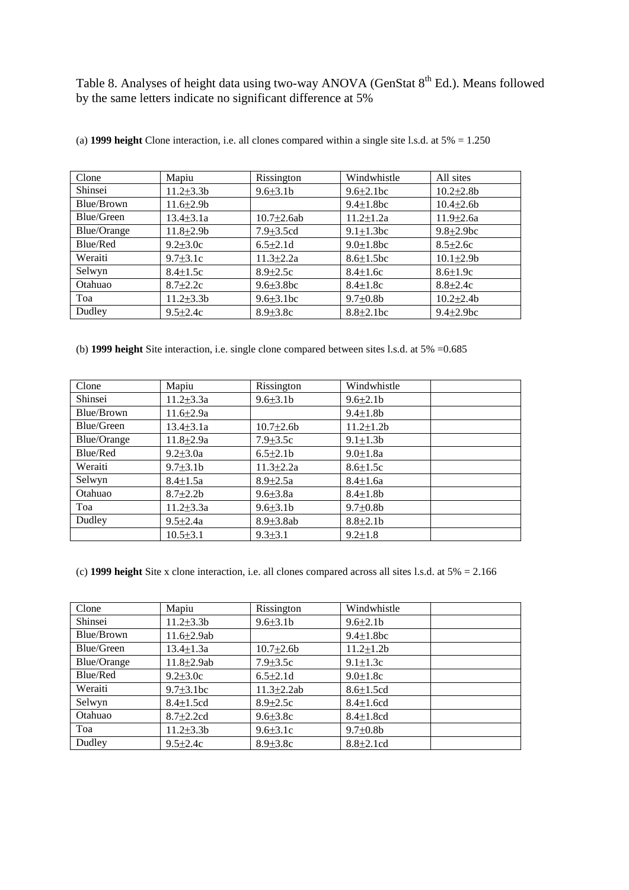Table 8. Analyses of height data using two-way ANOVA (GenStat 8$^{th}$ Ed.). Means followed by the same letters indicate no significant difference at 5%

(a) **1999 height** Clone interaction, i.e. all clones compared within a single site l.s.d. at 5% = 1.250

| Clone | Mapiu | Rissington | Windwhistle | All sites |
|---|---|---|---|---|
| Shinsei | 11.2±3.3b | 9.6±3.1b | 9.6±2.1bc | 10.2±2.8b |
| Blue/Brown | 11.6±2.9b | | 9.4±1.8bc | 10.4±2.6b |
| Blue/Green | 13.4±3.1a | 10.7±2.6ab | 11.2±1.2a | 11.9±2.6a |
| Blue/Orange | 11.8±2.9b | 7.9±3.5cd | 9.1±1.3bc | 9.8±2.9bc |
| Blue/Red | 9.2±3.0c | 6.5±2.1d | 9.0±1.8bc | 8.5±2.6c |
| Weraiti | 9.7±3.1c | 11.3±2.2a | 8.6±1.5bc | 10.1±2.9b |
| Selwyn | 8.4±1.5c | 8.9±2.5c | 8.4±1.6c | 8.6±1.9c |
| Otahuao | 8.7±2.2c | 9.6±3.8bc | 8.4±1.8c | 8.8±2.4c |
| Toa | 11.2±3.3b | 9.6±3.1bc | 9.7±0.8b | 10.2±2.4b |
| Dudley | 9.5±2.4c | 8.9±3.8c | 8.8±2.1bc | 9.4±2.9bc |

(b) **1999 height** Site interaction, i.e. single clone compared between sites l.s.d. at 5% =0.685

| Clone | Mapiu | Rissington | Windwhistle | |
|---|---|---|---|---|
| Shinsei | 11.2±3.3a | 9.6±3.1b | 9.6±2.1b | |
| Blue/Brown | 11.6±2.9a | | 9.4±1.8b | |
| Blue/Green | 13.4±3.1a | 10.7±2.6b | 11.2±1.2b | |
| Blue/Orange | 11.8±2.9a | 7.9±3.5c | 9.1±1.3b | |
| Blue/Red | 9.2±3.0a | 6.5±2.1b | 9.0±1.8a | |
| Weraiti | 9.7±3.1b | 11.3±2.2a | 8.6±1.5c | |
| Selwyn | 8.4±1.5a | 8.9±2.5a | 8.4±1.6a | |
| Otahuao | 8.7±2.2b | 9.6±3.8a | 8.4±1.8b | |
| Toa | 11.2±3.3a | 9.6±3.1b | 9.7±0.8b | |
| Dudley | 9.5±2.4a | 8.9±3.8ab | 8.8±2.1b | |
| | 10.5±3.1 | 9.3±3.1 | 9.2±1.8 | |

(c) **1999 height** Site x clone interaction, i.e. all clones compared across all sites l.s.d. at 5% = 2.166

| Clone | Mapiu | Rissington | Windwhistle | |
|---|---|---|---|---|
| Shinsei | 11.2±3.3b | 9.6±3.1b | 9.6±2.1b | |
| Blue/Brown | 11.6±2.9ab | | 9.4±1.8bc | |
| Blue/Green | 13.4±1.3a | 10.7±2.6b | 11.2±1.2b | |
| Blue/Orange | 11.8±2.9ab | 7.9±3.5c | 9.1±1.3c | |
| Blue/Red | 9.2±3.0c | 6.5±2.1d | 9.0±1.8c | |
| Weraiti | 9.7±3.1bc | 11.3±2.2ab | 8.6±1.5cd | |
| Selwyn | 8.4±1.5cd | 8.9±2.5c | 8.4±1.6cd | |
| Otahuao | 8.7±2.2cd | 9.6±3.8c | 8.4±1.8cd | |
| Toa | 11.2±3.3b | 9.6±3.1c | 9.7±0.8b | |
| Dudley | 9.5±2.4c | 8.9±3.8c | 8.8±2.1cd | |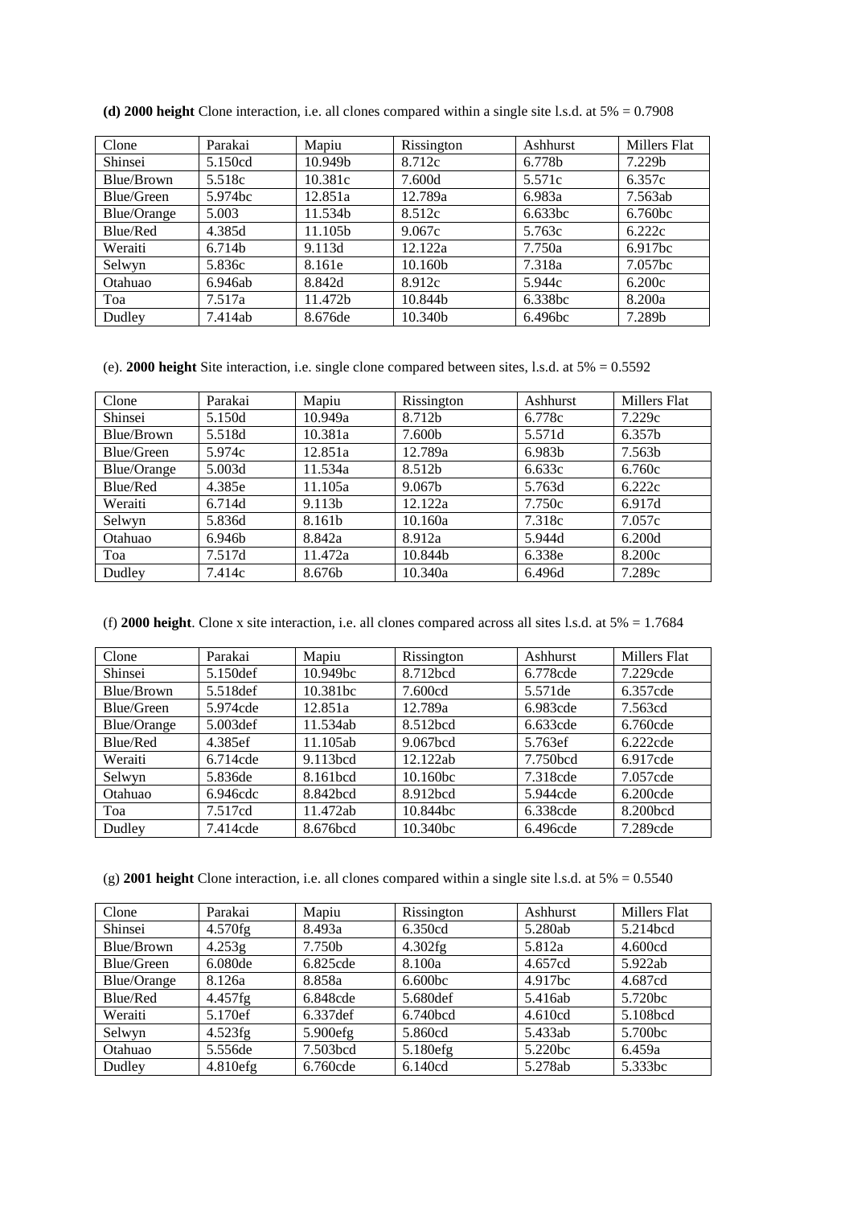**(d) 2000 height** Clone interaction, i.e. all clones compared within a single site l.s.d. at 5% = 0.7908

| Clone | Parakai | Mapiu | Rissington | Ashhurst | Millers Flat |
|---|---|---|---|---|---|
| Shinsei | 5.150cd | 10.949b | 8.712c | 6.778b | 7.229b |
| Blue/Brown | 5.518c | 10.381c | 7.600d | 5.571c | 6.357c |
| Blue/Green | 5.974bc | 12.851a | 12.789a | 6.983a | 7.563ab |
| Blue/Orange | 5.003 | 11.534b | 8.512c | 6.633bc | 6.760bc |
| Blue/Red | 4.385d | 11.105b | 9.067c | 5.763c | 6.222c |
| Weraiti | 6.714b | 9.113d | 12.122a | 7.750a | 6.917bc |
| Selwyn | 5.836c | 8.161e | 10.160b | 7.318a | 7.057bc |
| Otahuao | 6.946ab | 8.842d | 8.912c | 5.944c | 6.200c |
| Toa | 7.517a | 11.472b | 10.844b | 6.338bc | 8.200a |
| Dudley | 7.414ab | 8.676de | 10.340b | 6.496bc | 7.289b |

(e). **2000 height** Site interaction, i.e. single clone compared between sites, l.s.d. at 5% = 0.5592

| Clone | Parakai | Mapiu | Rissington | Ashhurst | Millers Flat |
|---|---|---|---|---|---|
| Shinsei | 5.150d | 10.949a | 8.712b | 6.778c | 7.229c |
| Blue/Brown | 5.518d | 10.381a | 7.600b | 5.571d | 6.357b |
| Blue/Green | 5.974c | 12.851a | 12.789a | 6.983b | 7.563b |
| Blue/Orange | 5.003d | 11.534a | 8.512b | 6.633c | 6.760c |
| Blue/Red | 4.385e | 11.105a | 9.067b | 5.763d | 6.222c |
| Weraiti | 6.714d | 9.113b | 12.122a | 7.750c | 6.917d |
| Selwyn | 5.836d | 8.161b | 10.160a | 7.318c | 7.057c |
| Otahuao | 6.946b | 8.842a | 8.912a | 5.944d | 6.200d |
| Toa | 7.517d | 11.472a | 10.844b | 6.338e | 8.200c |
| Dudley | 7.414c | 8.676b | 10.340a | 6.496d | 7.289c |

(f) **2000 height**. Clone x site interaction, i.e. all clones compared across all sites l.s.d. at 5% = 1.7684

| Clone | Parakai | Mapiu | Rissington | Ashhurst | Millers Flat |
|---|---|---|---|---|---|
| Shinsei | 5.150def | 10.949bc | 8.712bcd | 6.778cde | 7.229cde |
| Blue/Brown | 5.518def | 10.381bc | 7.600cd | 5.571de | 6.357cde |
| Blue/Green | 5.974cde | 12.851a | 12.789a | 6.983cde | 7.563cd |
| Blue/Orange | 5.003def | 11.534ab | 8.512bcd | 6.633cde | 6.760cde |
| Blue/Red | 4.385ef | 11.105ab | 9.067bcd | 5.763ef | 6.222cde |
| Weraiti | 6.714cde | 9.113bcd | 12.122ab | 7.750bcd | 6.917cde |
| Selwyn | 5.836de | 8.161bcd | 10.160bc | 7.318cde | 7.057cde |
| Otahuao | 6.946cdc | 8.842bcd | 8.912bcd | 5.944cde | 6.200cde |
| Toa | 7.517cd | 11.472ab | 10.844bc | 6.338cde | 8.200bcd |
| Dudley | 7.414cde | 8.676bcd | 10.340bc | 6.496cde | 7.289cde |

(g) **2001 height** Clone interaction, i.e. all clones compared within a single site l.s.d. at 5% = 0.5540

| Clone | Parakai | Mapiu | Rissington | Ashhurst | Millers Flat |
|---|---|---|---|---|---|
| Shinsei | 4.570fg | 8.493a | 6.350cd | 5.280ab | 5.214bcd |
| Blue/Brown | 4.253g | 7.750b | 4.302fg | 5.812a | 4.600cd |
| Blue/Green | 6.080de | 6.825cde | 8.100a | 4.657cd | 5.922ab |
| Blue/Orange | 8.126a | 8.858a | 6.600bc | 4.917bc | 4.687cd |
| Blue/Red | 4.457fg | 6.848cde | 5.680def | 5.416ab | 5.720bc |
| Weraiti | 5.170ef | 6.337def | 6.740bcd | 4.610cd | 5.108bcd |
| Selwyn | 4.523fg | 5.900efg | 5.860cd | 5.433ab | 5.700bc |
| Otahuao | 5.556de | 7.503bcd | 5.180efg | 5.220bc | 6.459a |
| Dudley | 4.810efg | 6.760cde | 6.140cd | 5.278ab | 5.333bc |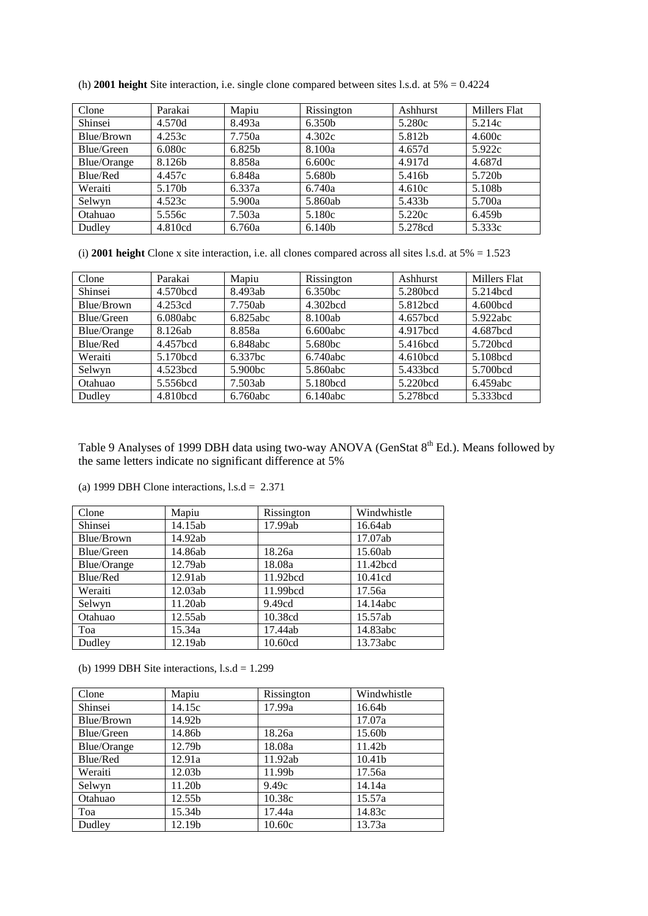(h) **2001 height** Site interaction, i.e. single clone compared between sites l.s.d. at 5% = 0.4224

| Clone | Parakai | Mapiu | Rissington | Ashhurst | Millers Flat |
|---|---|---|---|---|---|
| Shinsei | 4.570d | 8.493a | 6.350b | 5.280c | 5.214c |
| Blue/Brown | 4.253c | 7.750a | 4.302c | 5.812b | 4.600c |
| Blue/Green | 6.080c | 6.825b | 8.100a | 4.657d | 5.922c |
| Blue/Orange | 8.126b | 8.858a | 6.600c | 4.917d | 4.687d |
| Blue/Red | 4.457c | 6.848a | 5.680b | 5.416b | 5.720b |
| Weraiti | 5.170b | 6.337a | 6.740a | 4.610c | 5.108b |
| Selwyn | 4.523c | 5.900a | 5.860ab | 5.433b | 5.700a |
| Otahuao | 5.556c | 7.503a | 5.180c | 5.220c | 6.459b |
| Dudley | 4.810cd | 6.760a | 6.140b | 5.278cd | 5.333c |

(i) **2001 height** Clone x site interaction, i.e. all clones compared across all sites l.s.d. at 5% = 1.523

| Clone | Parakai | Mapiu | Rissington | Ashhurst | Millers Flat |
|---|---|---|---|---|---|
| Shinsei | 4.570bcd | 8.493ab | 6.350bc | 5.280bcd | 5.214bcd |
| Blue/Brown | 4.253cd | 7.750ab | 4.302bcd | 5.812bcd | 4.600bcd |
| Blue/Green | 6.080abc | 6.825abc | 8.100ab | 4.657bcd | 5.922abc |
| Blue/Orange | 8.126ab | 8.858a | 6.600abc | 4.917bcd | 4.687bcd |
| Blue/Red | 4.457bcd | 6.848abc | 5.680bc | 5.416bcd | 5.720bcd |
| Weraiti | 5.170bcd | 6.337bc | 6.740abc | 4.610bcd | 5.108bcd |
| Selwyn | 4.523bcd | 5.900bc | 5.860abc | 5.433bcd | 5.700bcd |
| Otahuao | 5.556bcd | 7.503ab | 5.180bcd | 5.220bcd | 6.459abc |
| Dudley | 4.810bcd | 6.760abc | 6.140abc | 5.278bcd | 5.333bcd |

Table 9 Analyses of 1999 DBH data using two-way ANOVA (GenStat 8th Ed.). Means followed by the same letters indicate no significant difference at 5%

(a) 1999 DBH Clone interactions, l.s.d = 2.371

| Clone | Mapiu | Rissington | Windwhistle |
|---|---|---|---|
| Shinsei | 14.15ab | 17.99ab | 16.64ab |
| Blue/Brown | 14.92ab | | 17.07ab |
| Blue/Green | 14.86ab | 18.26a | 15.60ab |
| Blue/Orange | 12.79ab | 18.08a | 11.42bcd |
| Blue/Red | 12.91ab | 11.92bcd | 10.41cd |
| Weraiti | 12.03ab | 11.99bcd | 17.56a |
| Selwyn | 11.20ab | 9.49cd | 14.14abc |
| Otahuao | 12.55ab | 10.38cd | 15.57ab |
| Toa | 15.34a | 17.44ab | 14.83abc |
| Dudley | 12.19ab | 10.60cd | 13.73abc |

(b) 1999 DBH Site interactions, l.s.d = 1.299

| Clone | Mapiu | Rissington | Windwhistle |
|---|---|---|---|
| Shinsei | 14.15c | 17.99a | 16.64b |
| Blue/Brown | 14.92b | | 17.07a |
| Blue/Green | 14.86b | 18.26a | 15.60b |
| Blue/Orange | 12.79b | 18.08a | 11.42b |
| Blue/Red | 12.91a | 11.92ab | 10.41b |
| Weraiti | 12.03b | 11.99b | 17.56a |
| Selwyn | 11.20b | 9.49c | 14.14a |
| Otahuao | 12.55b | 10.38c | 15.57a |
| Toa | 15.34b | 17.44a | 14.83c |
| Dudley | 12.19b | 10.60c | 13.73a |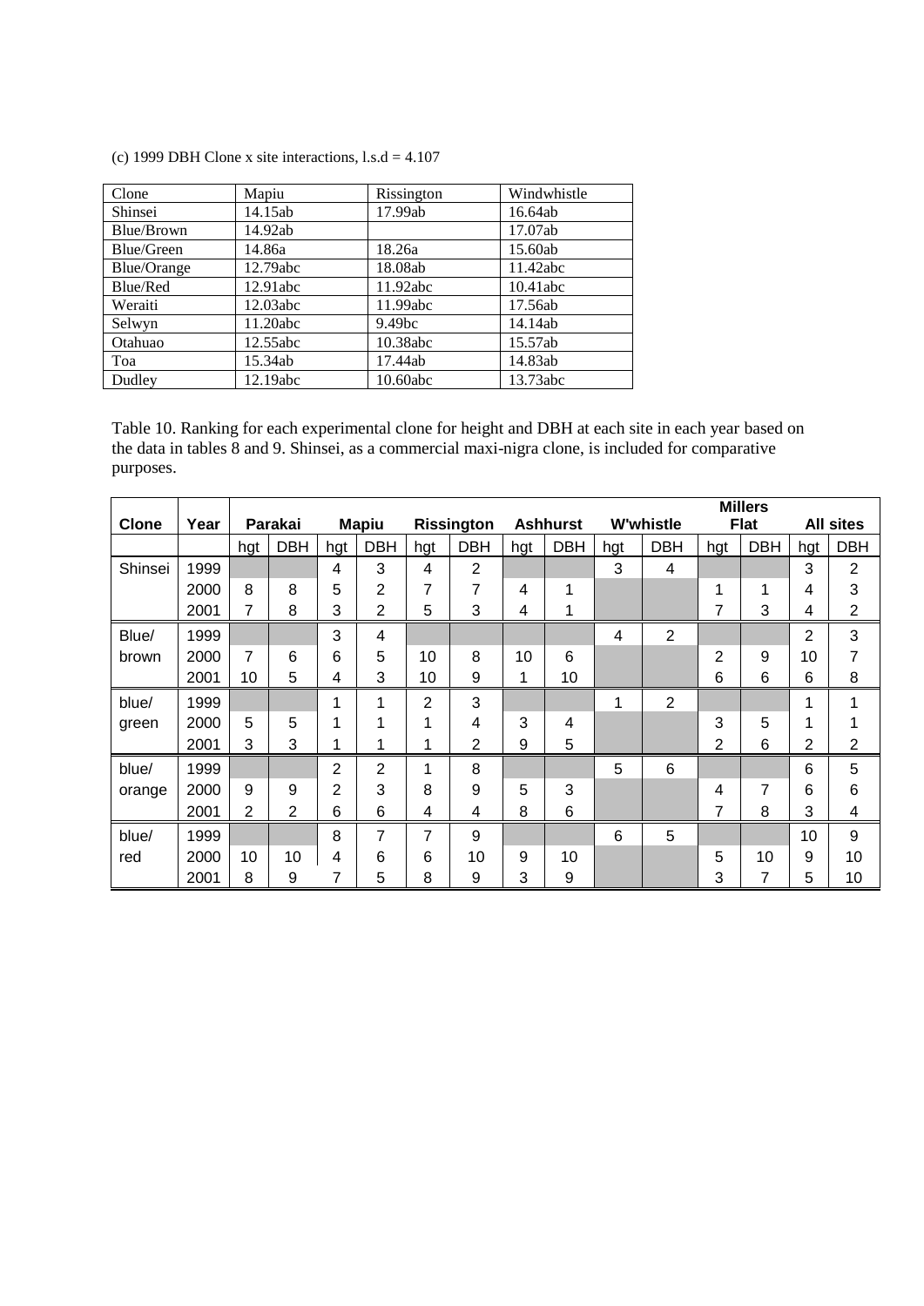(c) 1999 DBH Clone x site interactions, l.s.d = 4.107

| Clone | Mapiu | Rissington | Windwhistle |
|---|---|---|---|
| Shinsei | 14.15ab | 17.99ab | 16.64ab |
| Blue/Brown | 14.92ab | | 17.07ab |
| Blue/Green | 14.86a | 18.26a | 15.60ab |
| Blue/Orange | 12.79abc | 18.08ab | 11.42abc |
| Blue/Red | 12.91abc | 11.92abc | 10.41abc |
| Weraiti | 12.03abc | 11.99abc | 17.56ab |
| Selwyn | 11.20abc | 9.49bc | 14.14ab |
| Otahuao | 12.55abc | 10.38abc | 15.57ab |
| Toa | 15.34ab | 17.44ab | 14.83ab |
| Dudley | 12.19abc | 10.60abc | 13.73abc |

Table 10. Ranking for each experimental clone for height and DBH at each site in each year based on the data in tables 8 and 9. Shinsei, as a commercial maxi-nigra clone, is included for comparative purposes.

| **Clone** | **Year** | **Parakai** | | **Mapiu** | | **Rissington** | | **Ashhurst** | | **W'whistle** | | **Millers Flat** | | **All sites** | |
|---|---|---|---|---|---|---|---|---|---|---|---|---|---|---|---|
| | | hgt | DBH | hgt | DBH | hgt | DBH | hgt | DBH | hgt | DBH | hgt | DBH | hgt | DBH |
| Shinsei | 1999 | | | 4 | 3 | 4 | 2 | | | 3 | 4 | | | 3 | 2 |
| | 2000 | 8 | 8 | 5 | 2 | 7 | 7 | 4 | 1 | | | 1 | 1 | 4 | 3 |
| | 2001 | 7 | 8 | 3 | 2 | 5 | 3 | 4 | 1 | | | 7 | 3 | 4 | 2 |
| Blue/ brown | 1999 | | | 3 | 4 | | | | | 4 | 2 | | | 2 | 3 |
| | 2000 | 7 | 6 | 6 | 5 | 10 | 8 | 10 | 6 | | | 2 | 9 | 10 | 7 |
| | 2001 | 10 | 5 | 4 | 3 | 10 | 9 | 1 | 10 | | | 6 | 6 | 6 | 8 |
| blue/ green | 1999 | | | 1 | 1 | 2 | 3 | | | 1 | 2 | | | 1 | 1 |
| | 2000 | 5 | 5 | 1 | 1 | 1 | 4 | 3 | 4 | | | 3 | 5 | 1 | 1 |
| | 2001 | 3 | 3 | 1 | 1 | 1 | 2 | 9 | 5 | | | 2 | 6 | 2 | 2 |
| blue/ orange | 1999 | | | 2 | 2 | 1 | 8 | | | 5 | 6 | | | 6 | 5 |
| | 2000 | 9 | 9 | 2 | 3 | 8 | 9 | 5 | 3 | | | 4 | 7 | 6 | 6 |
| | 2001 | 2 | 2 | 6 | 6 | 4 | 4 | 8 | 6 | | | 7 | 8 | 3 | 4 |
| blue/ red | 1999 | | | 8 | 7 | 7 | 9 | | | 6 | 5 | | | 10 | 9 |
| | 2000 | 10 | 10 | 4 | 6 | 6 | 10 | 9 | 10 | | | 5 | 10 | 9 | 10 |
| | 2001 | 8 | 9 | 7 | 5 | 8 | 9 | 3 | 9 | | | 3 | 7 | 5 | 10 |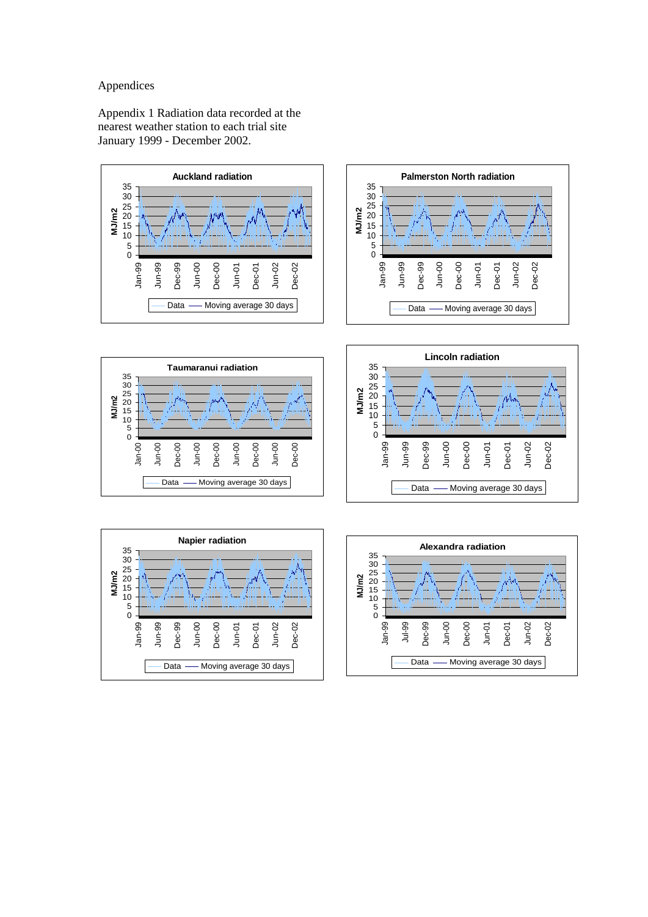Appendices

Appendix 1 Radiation data recorded at the nearest weather station to each trial site January 1999 - December 2002.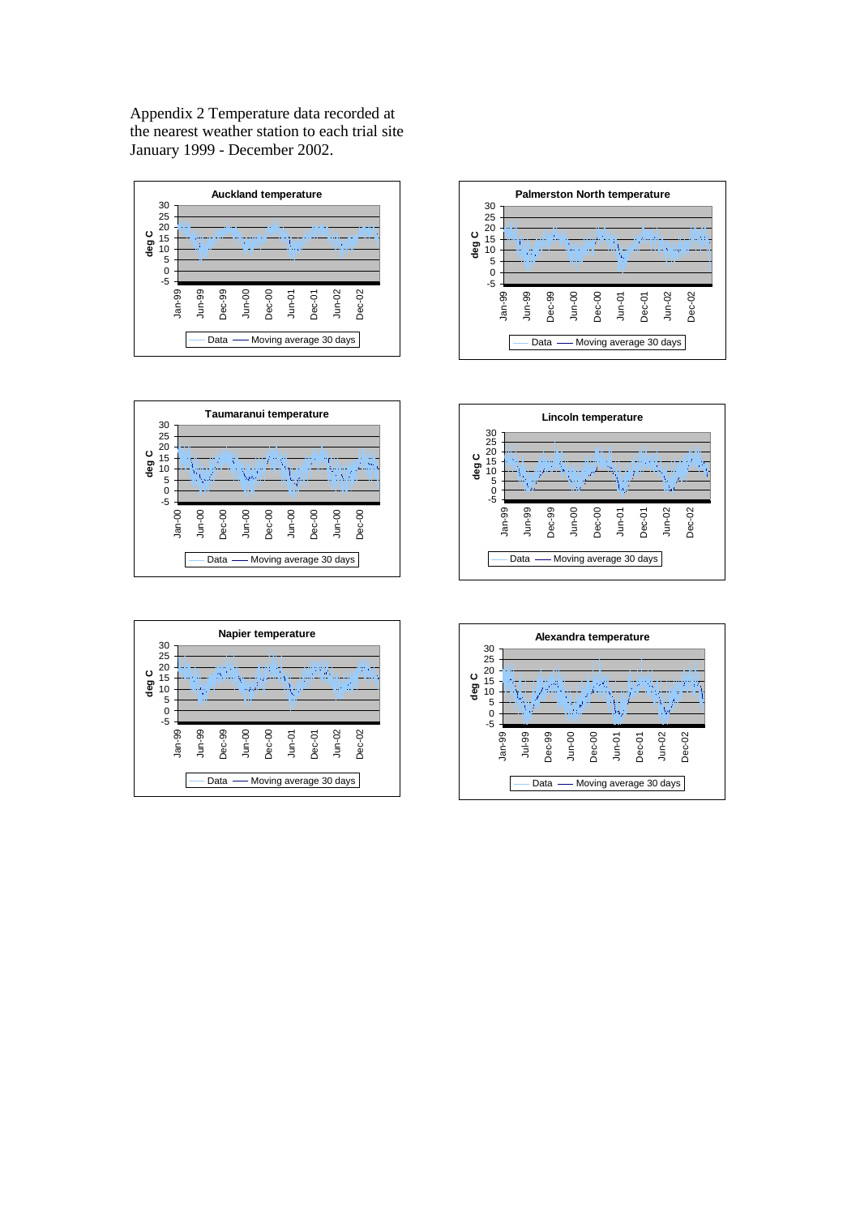Appendix 2 Temperature data recorded at the nearest weather station to each trial site January 1999 - December 2002.

**Auckland temperature**

deg C: 30, 25, 20, 15, 10, 5, 0, -5

Jan-99, Jun-99, Dec-99, Jun-00, Dec-00, Jun-01, Dec-01, Jun-02, Dec-02

Data — Moving average 30 days

**Palmerston North temperature**

deg C: 30, 25, 20, 15, 10, 5, 0, -5

Jan-99, Jun-99, Dec-99, Jun-00, Dec-00, Jun-01, Dec-01, Jun-02, Dec-02

Data — Moving average 30 days

**Taumaranui temperature**

deg C: 30, 25, 20, 15, 10, 5, 0, -5

Jan-00, Jun-00, Dec-00, Jun-00, Dec-00, Jun-00, Dec-00, Jun-00, Dec-00

Data — Moving average 30 days

**Lincoln temperature**

deg C: 30, 25, 20, 15, 10, 5, 0, -5

Jan-99, Jun-99, Dec-99, Jun-00, Dec-00, Jun-01, Dec-01, Jun-02, Dec-02

Data — Moving average 30 days

**Napier temperature**

deg C: 30, 25, 20, 15, 10, 5, 0, -5

Jan-99, Jun-99, Dec-99, Jun-00, Dec-00, Jun-01, Dec-01, Jun-02, Dec-02

Data — Moving average 30 days

**Alexandra temperature**

deg C: 30, 25, 20, 15, 10, 5, 0, -5

Jan-99, Jul-99, Dec-99, Jun-00, Dec-00, Jun-01, Dec-01, Jun-02, Dec-02

Data — Moving average 30 days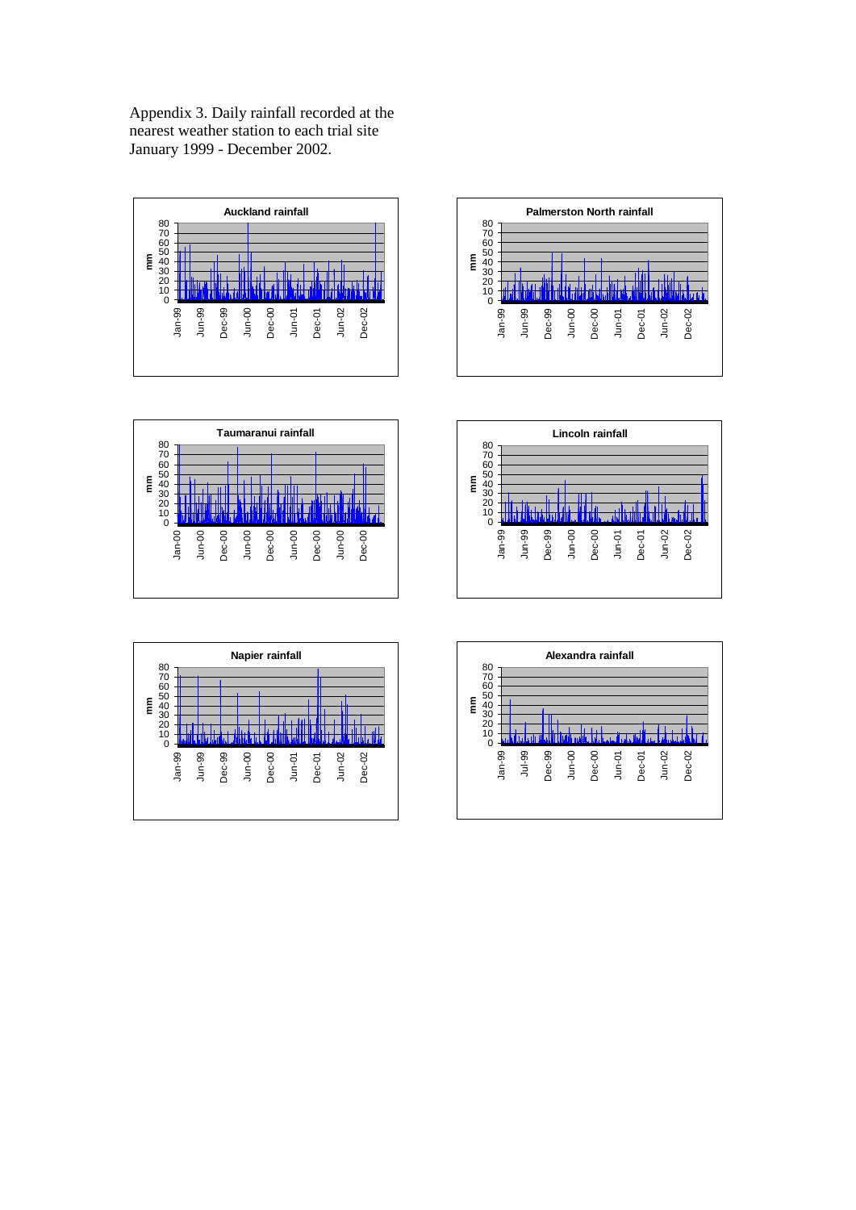Appendix 3. Daily rainfall recorded at the nearest weather station to each trial site January 1999 - December 2002.

Auckland rainfall

mm

80
70
60
50
40
30
20
10
0

Jan-99 Jun-99 Dec-99 Jun-00 Dec-00 Jun-01 Dec-01 Jun-02 Dec-02

Palmerston North rainfall

mm

80
70
60
50
40
30
20
10
0

Jan-99 Jun-99 Dec-99 Jun-00 Dec-00 Jun-01 Dec-01 Jun-02 Dec-02

Taumaranui rainfall

mm

80
70
60
50
40
30
20
10
0

Jan-00 Jun-00 Dec-00 Jun-00 Dec-00 Jun-00 Dec-00 Jun-00 Dec-00

Lincoln rainfall

mm

80
70
60
50
40
30
20
10
0

Jan-99 Jun-99 Dec-99 Jun-00 Dec-00 Jun-01 Dec-01 Jun-02 Dec-02

Napier rainfall

mm

80
70
60
50
40
30
20
10
0

Jan-99 Jun-99 Dec-99 Jun-00 Dec-00 Jun-01 Dec-01 Jun-02 Dec-02

Alexandra rainfall

mm

80
70
60
50
40
30
20
10
0

Jan-99 Jul-99 Dec-99 Jun-00 Dec-00 Jun-01 Dec-01 Jun-02 Dec-02